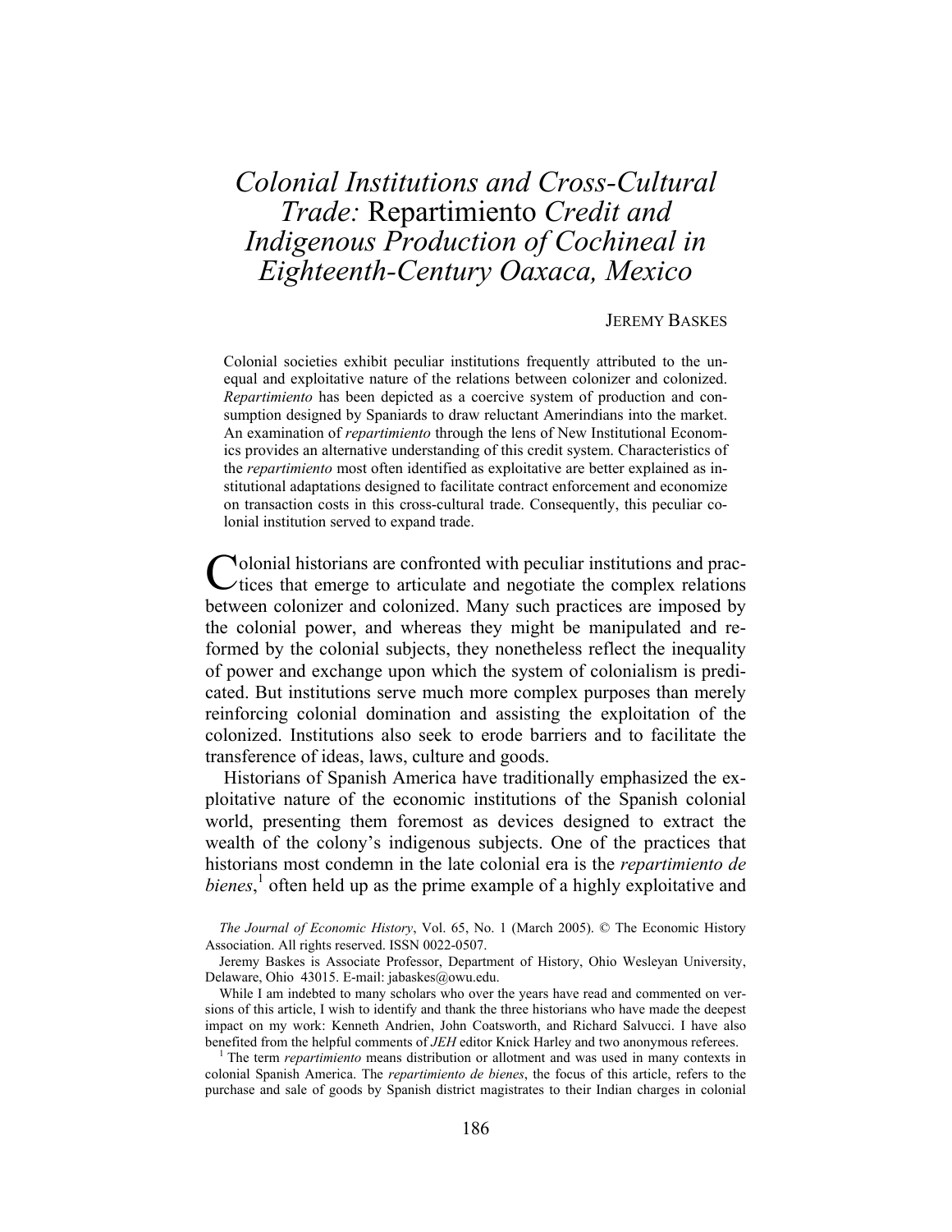# *Colonial Institutions and Cross-Cultural Trade:* Repartimiento *Credit and Indigenous Production of Cochineal in Eighteenth-Century Oaxaca, Mexico*

JEREMY BASKES

Colonial societies exhibit peculiar institutions frequently attributed to the unequal and exploitative nature of the relations between colonizer and colonized. *Repartimiento* has been depicted as a coercive system of production and consumption designed by Spaniards to draw reluctant Amerindians into the market. An examination of *repartimiento* through the lens of New Institutional Economics provides an alternative understanding of this credit system. Characteristics of the *repartimiento* most often identified as exploitative are better explained as institutional adaptations designed to facilitate contract enforcement and economize on transaction costs in this cross-cultural trade. Consequently, this peculiar colonial institution served to expand trade.

Colonial historians are confronted with peculiar institutions and practices that emerge to articulate and negotiate the complex relations between colonizer and colonized. Many such practices are imposed by the colonial power, and whereas they might be manipulated and reformed by the colonial subjects, they nonetheless reflect the inequality of power and exchange upon which the system of colonialism is predicated. But institutions serve much more complex purposes than merely reinforcing colonial domination and assisting the exploitation of the colonized. Institutions also seek to erode barriers and to facilitate the transference of ideas, laws, culture and goods.

Historians of Spanish America have traditionally emphasized the exploitative nature of the economic institutions of the Spanish colonial world, presenting them foremost as devices designed to extract the wealth of the colony's indigenous subjects. One of the practices that historians most condemn in the late colonial era is the *repartimiento de bienes*,[1] often held up as the prime example of a highly exploitative and

*The Journal of Economic History*, Vol. 65, No. 1 (March 2005). © The Economic History Association. All rights reserved. ISSN 0022-0507.

Jeremy Baskes is Associate Professor, Department of History, Ohio Wesleyan University, Delaware, Ohio 43015. E-mail: jabaskes@owu.edu.

While I am indebted to many scholars who over the years have read and commented on versions of this article, I wish to identify and thank the three historians who have made the deepest impact on my work: Kenneth Andrien, John Coatsworth, and Richard Salvucci. I have also benefited from the helpful comments of *JEH* editor Knick Harley and two anonymous referees.

[1] The term *repartimiento* means distribution or allotment and was used in many contexts in colonial Spanish America. The *repartimiento de bienes*, the focus of this article, refers to the purchase and sale of goods by Spanish district magistrates to their Indian charges in colonial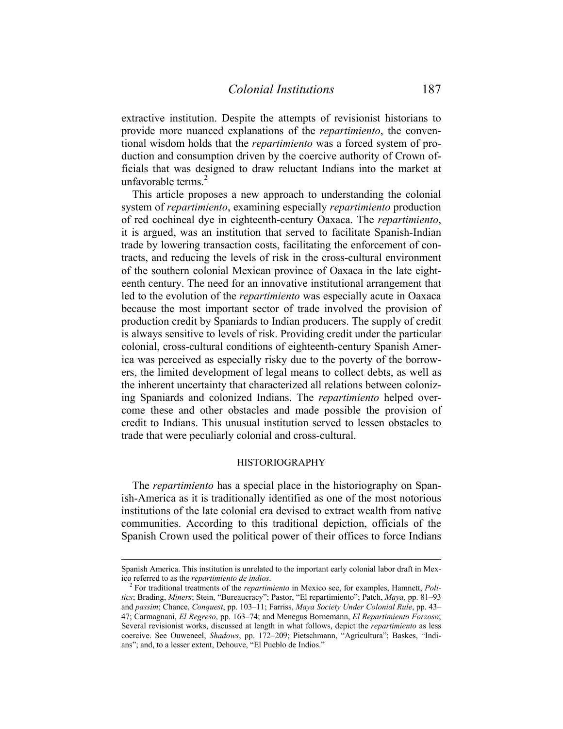extractive institution. Despite the attempts of revisionist historians to provide more nuanced explanations of the *repartimiento*, the conventional wisdom holds that the *repartimiento* was a forced system of production and consumption driven by the coercive authority of Crown officials that was designed to draw reluctant Indians into the market at unfavorable terms.[2]

This article proposes a new approach to understanding the colonial system of *repartimiento*, examining especially *repartimiento* production of red cochineal dye in eighteenth-century Oaxaca. The *repartimiento*, it is argued, was an institution that served to facilitate Spanish-Indian trade by lowering transaction costs, facilitating the enforcement of contracts, and reducing the levels of risk in the cross-cultural environment of the southern colonial Mexican province of Oaxaca in the late eighteenth century. The need for an innovative institutional arrangement that led to the evolution of the *repartimiento* was especially acute in Oaxaca because the most important sector of trade involved the provision of production credit by Spaniards to Indian producers. The supply of credit is always sensitive to levels of risk. Providing credit under the particular colonial, cross-cultural conditions of eighteenth-century Spanish America was perceived as especially risky due to the poverty of the borrowers, the limited development of legal means to collect debts, as well as the inherent uncertainty that characterized all relations between colonizing Spaniards and colonized Indians. The *repartimiento* helped overcome these and other obstacles and made possible the provision of credit to Indians. This unusual institution served to lessen obstacles to trade that were peculiarly colonial and cross-cultural.

## HISTORIOGRAPHY

The *repartimiento* has a special place in the historiography on Spanish-America as it is traditionally identified as one of the most notorious institutions of the late colonial era devised to extract wealth from native communities. According to this traditional depiction, officials of the Spanish Crown used the political power of their offices to force Indians

---

Spanish America. This institution is unrelated to the important early colonial labor draft in Mexico referred to as the *repartimiento de indios*.

[2] For traditional treatments of the *repartimiento* in Mexico see, for examples, Hamnett, *Politics*; Brading, *Miners*; Stein, "Bureaucracy"; Pastor, "El repartimiento"; Patch, *Maya*, pp. 81–93 and *passim*; Chance, *Conquest*, pp. 103–11; Farriss, *Maya Society Under Colonial Rule*, pp. 43–47; Carmagnani, *El Regreso*, pp. 163–74; and Menegus Bornemann, *El Repartimiento Forzoso*; Several revisionist works, discussed at length in what follows, depict the *repartimiento* as less coercive. See Ouweneel, *Shadows*, pp. 172–209; Pietschmann, "Agricultura"; Baskes, "Indians"; and, to a lesser extent, Dehouve, "El Pueblo de Indios."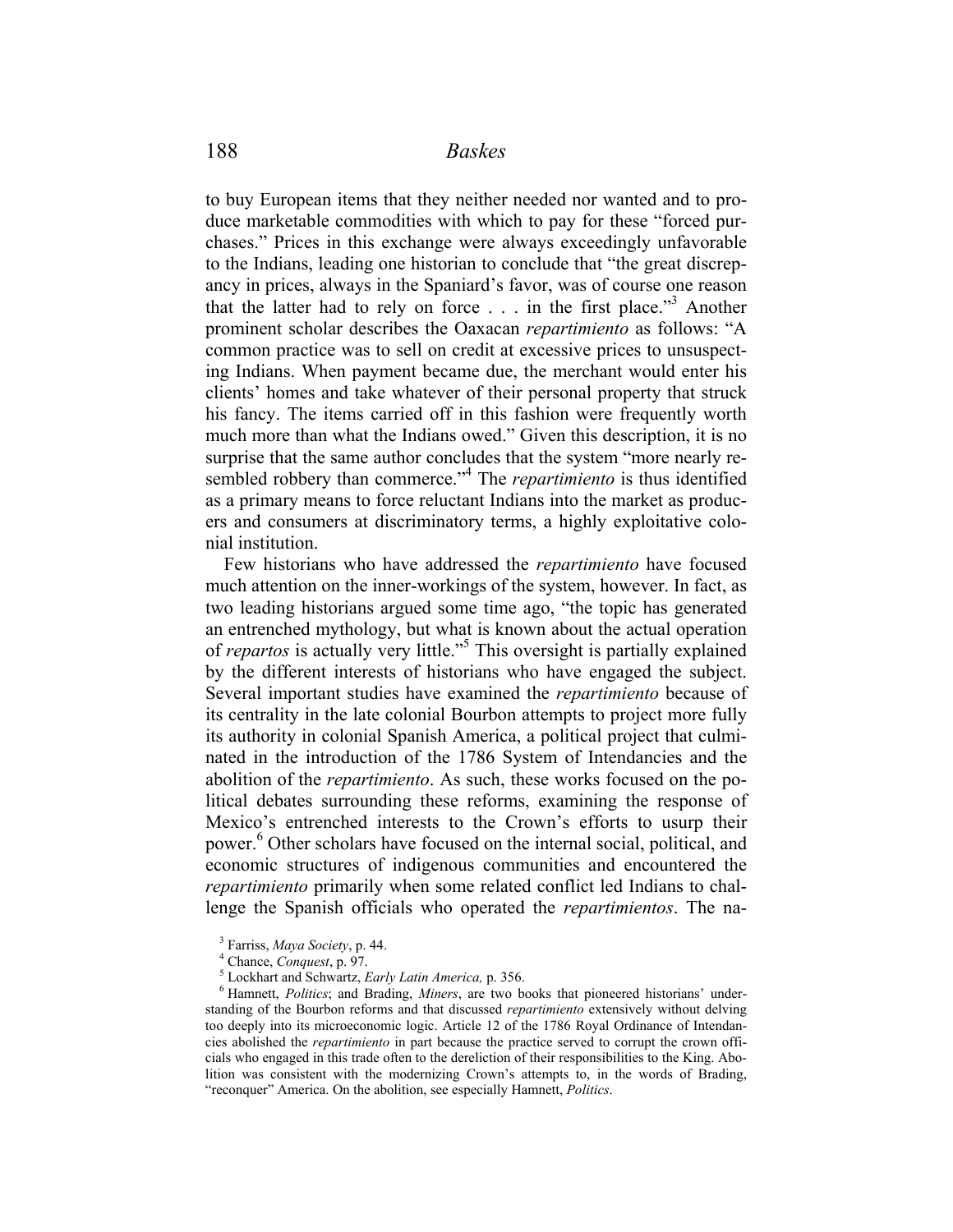to buy European items that they neither needed nor wanted and to produce marketable commodities with which to pay for these "forced purchases." Prices in this exchange were always exceedingly unfavorable to the Indians, leading one historian to conclude that "the great discrepancy in prices, always in the Spaniard's favor, was of course one reason that the latter had to rely on force . . . in the first place."[3] Another prominent scholar describes the Oaxacan *repartimiento* as follows: "A common practice was to sell on credit at excessive prices to unsuspecting Indians. When payment became due, the merchant would enter his clients' homes and take whatever of their personal property that struck his fancy. The items carried off in this fashion were frequently worth much more than what the Indians owed." Given this description, it is no surprise that the same author concludes that the system "more nearly resembled robbery than commerce."[4] The *repartimiento* is thus identified as a primary means to force reluctant Indians into the market as producers and consumers at discriminatory terms, a highly exploitative colonial institution.

Few historians who have addressed the *repartimiento* have focused much attention on the inner-workings of the system, however. In fact, as two leading historians argued some time ago, "the topic has generated an entrenched mythology, but what is known about the actual operation of *repartos* is actually very little."[5] This oversight is partially explained by the different interests of historians who have engaged the subject. Several important studies have examined the *repartimiento* because of its centrality in the late colonial Bourbon attempts to project more fully its authority in colonial Spanish America, a political project that culminated in the introduction of the 1786 System of Intendancies and the abolition of the *repartimiento*. As such, these works focused on the political debates surrounding these reforms, examining the response of Mexico's entrenched interests to the Crown's efforts to usurp their power.[6] Other scholars have focused on the internal social, political, and economic structures of indigenous communities and encountered the *repartimiento* primarily when some related conflict led Indians to challenge the Spanish officials who operated the *repartimientos*. The na-

[3] Farriss, *Maya Society*, p. 44.

[4] Chance, *Conquest*, p. 97.

[5] Lockhart and Schwartz, *Early Latin America,* p. 356.

[6] Hamnett, *Politics*; and Brading, *Miners*, are two books that pioneered historians' understanding of the Bourbon reforms and that discussed *repartimiento* extensively without delving too deeply into its microeconomic logic. Article 12 of the 1786 Royal Ordinance of Intendancies abolished the *repartimiento* in part because the practice served to corrupt the crown officials who engaged in this trade often to the dereliction of their responsibilities to the King. Abolition was consistent with the modernizing Crown's attempts to, in the words of Brading, "reconquer" America. On the abolition, see especially Hamnett, *Politics*.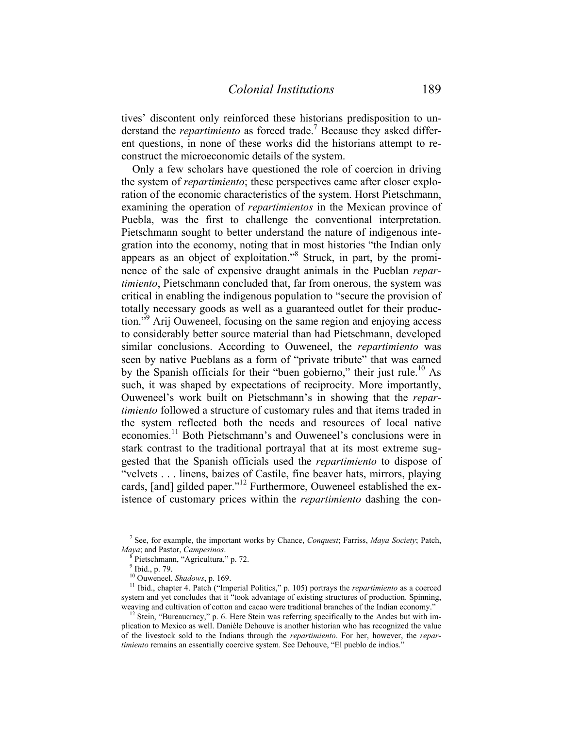tives' discontent only reinforced these historians predisposition to understand the *repartimiento* as forced trade.[7] Because they asked different questions, in none of these works did the historians attempt to reconstruct the microeconomic details of the system.

Only a few scholars have questioned the role of coercion in driving the system of *repartimiento*; these perspectives came after closer exploration of the economic characteristics of the system. Horst Pietschmann, examining the operation of *repartimientos* in the Mexican province of Puebla, was the first to challenge the conventional interpretation. Pietschmann sought to better understand the nature of indigenous integration into the economy, noting that in most histories "the Indian only appears as an object of exploitation."[8] Struck, in part, by the prominence of the sale of expensive draught animals in the Pueblan *repartimiento*, Pietschmann concluded that, far from onerous, the system was critical in enabling the indigenous population to "secure the provision of totally necessary goods as well as a guaranteed outlet for their production."[9] Arij Ouweneel, focusing on the same region and enjoying access to considerably better source material than had Pietschmann, developed similar conclusions. According to Ouweneel, the *repartimiento* was seen by native Pueblans as a form of "private tribute" that was earned by the Spanish officials for their "buen gobierno," their just rule.[10] As such, it was shaped by expectations of reciprocity. More importantly, Ouweneel's work built on Pietschmann's in showing that the *repartimiento* followed a structure of customary rules and that items traded in the system reflected both the needs and resources of local native economies.[11] Both Pietschmann's and Ouweneel's conclusions were in stark contrast to the traditional portrayal that at its most extreme suggested that the Spanish officials used the *repartimiento* to dispose of "velvets . . . linens, baizes of Castile, fine beaver hats, mirrors, playing cards, [and] gilded paper."[12] Furthermore, Ouweneel established the existence of customary prices within the *repartimiento* dashing the con-

---

[7] See, for example, the important works by Chance, *Conquest*; Farriss, *Maya Society*; Patch, *Maya*; and Pastor, *Campesinos*.

[8] Pietschmann, "Agricultura," p. 72.

[9] Ibid., p. 79.

[10] Ouweneel, *Shadows*, p. 169.

[11] Ibid., chapter 4. Patch ("Imperial Politics," p. 105) portrays the *repartimiento* as a coerced system and yet concludes that it "took advantage of existing structures of production. Spinning, weaving and cultivation of cotton and cacao were traditional branches of the Indian economy."

[12] Stein, "Bureaucracy," p. 6. Here Stein was referring specifically to the Andes but with implication to Mexico as well. Danièle Dehouve is another historian who has recognized the value of the livestock sold to the Indians through the *repartimiento*. For her, however, the *repartimiento* remains an essentially coercive system. See Dehouve, "El pueblo de indios."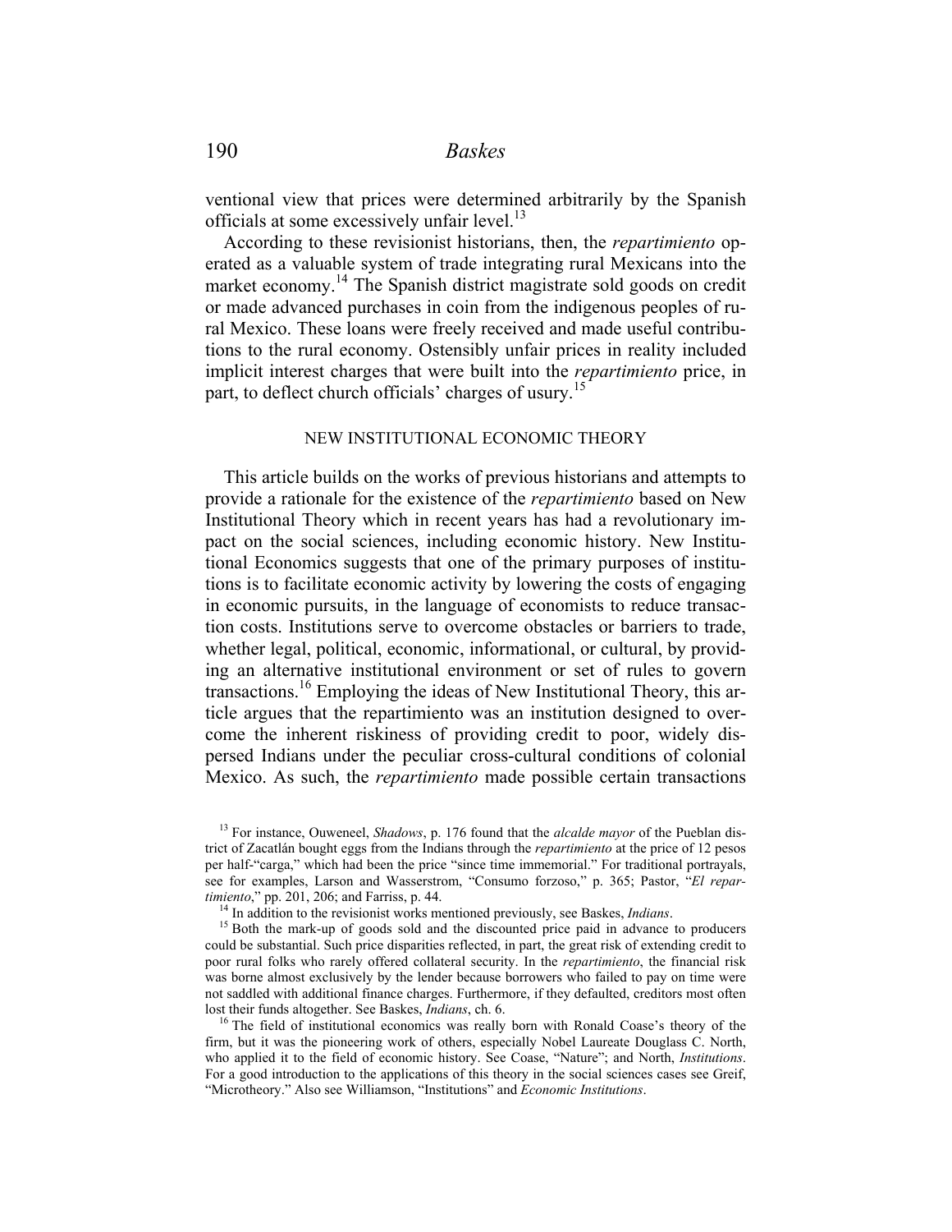ventional view that prices were determined arbitrarily by the Spanish officials at some excessively unfair level.[13]

According to these revisionist historians, then, the *repartimiento* operated as a valuable system of trade integrating rural Mexicans into the market economy.[14] The Spanish district magistrate sold goods on credit or made advanced purchases in coin from the indigenous peoples of rural Mexico. These loans were freely received and made useful contributions to the rural economy. Ostensibly unfair prices in reality included implicit interest charges that were built into the *repartimiento* price, in part, to deflect church officials' charges of usury.[15]

## NEW INSTITUTIONAL ECONOMIC THEORY

This article builds on the works of previous historians and attempts to provide a rationale for the existence of the *repartimiento* based on New Institutional Theory which in recent years has had a revolutionary impact on the social sciences, including economic history. New Institutional Economics suggests that one of the primary purposes of institutions is to facilitate economic activity by lowering the costs of engaging in economic pursuits, in the language of economists to reduce transaction costs. Institutions serve to overcome obstacles or barriers to trade, whether legal, political, economic, informational, or cultural, by providing an alternative institutional environment or set of rules to govern transactions.[16] Employing the ideas of New Institutional Theory, this article argues that the repartimiento was an institution designed to overcome the inherent riskiness of providing credit to poor, widely dispersed Indians under the peculiar cross-cultural conditions of colonial Mexico. As such, the *repartimiento* made possible certain transactions

---

[13] For instance, Ouweneel, *Shadows*, p. 176 found that the *alcalde mayor* of the Pueblan district of Zacatlán bought eggs from the Indians through the *repartimiento* at the price of 12 pesos per half-"carga," which had been the price "since time immemorial." For traditional portrayals, see for examples, Larson and Wasserstrom, "Consumo forzoso," p. 365; Pastor, "*El repartimiento*," pp. 201, 206; and Farriss, p. 44.

[14] In addition to the revisionist works mentioned previously, see Baskes, *Indians*.

[15] Both the mark-up of goods sold and the discounted price paid in advance to producers could be substantial. Such price disparities reflected, in part, the great risk of extending credit to poor rural folks who rarely offered collateral security. In the *repartimiento*, the financial risk was borne almost exclusively by the lender because borrowers who failed to pay on time were not saddled with additional finance charges. Furthermore, if they defaulted, creditors most often lost their funds altogether. See Baskes, *Indians*, ch. 6.

[16] The field of institutional economics was really born with Ronald Coase's theory of the firm, but it was the pioneering work of others, especially Nobel Laureate Douglass C. North, who applied it to the field of economic history. See Coase, "Nature"; and North, *Institutions*. For a good introduction to the applications of this theory in the social sciences cases see Greif, "Microtheory." Also see Williamson, "Institutions" and *Economic Institutions*.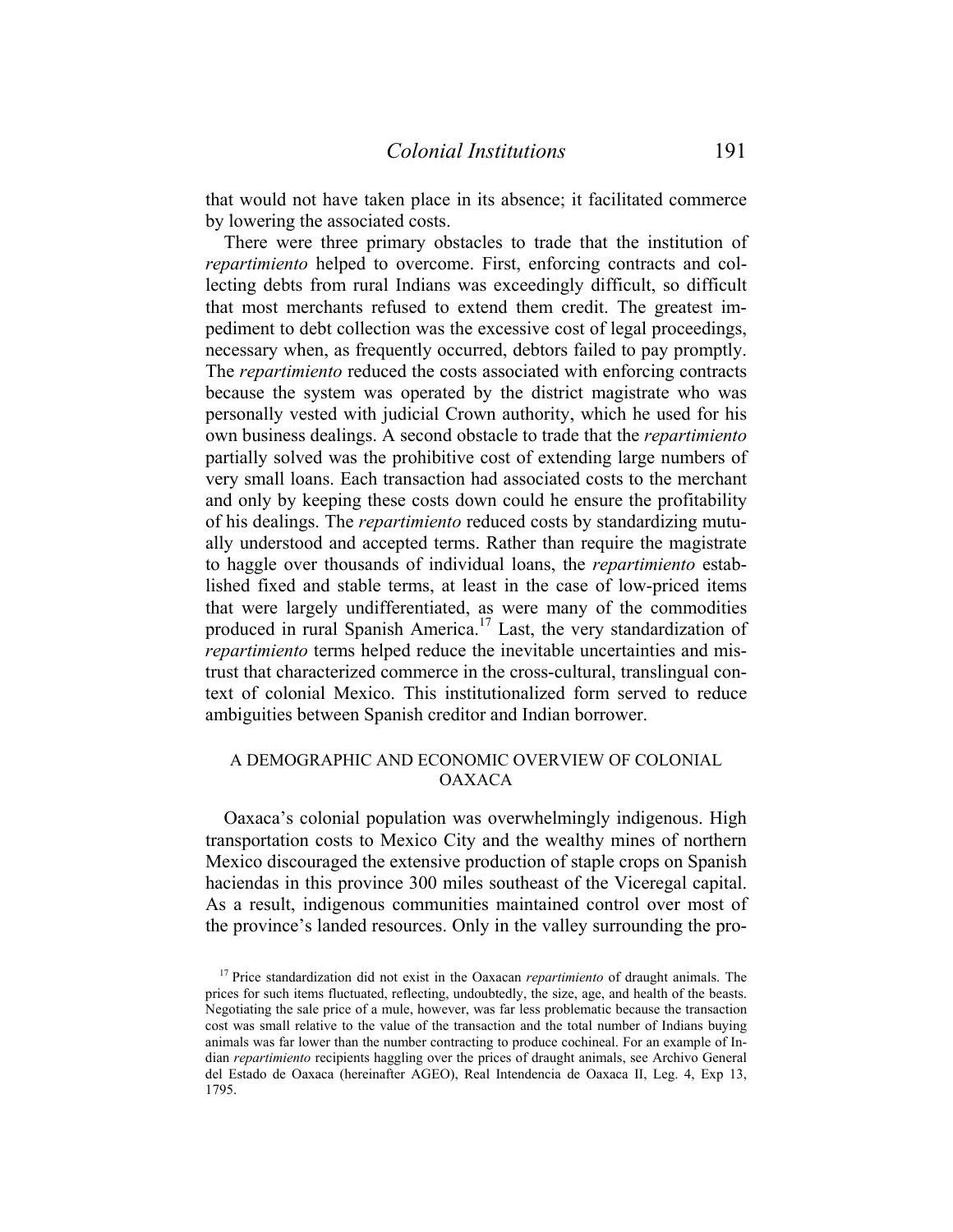that would not have taken place in its absence; it facilitated commerce by lowering the associated costs.

There were three primary obstacles to trade that the institution of *repartimiento* helped to overcome. First, enforcing contracts and collecting debts from rural Indians was exceedingly difficult, so difficult that most merchants refused to extend them credit. The greatest impediment to debt collection was the excessive cost of legal proceedings, necessary when, as frequently occurred, debtors failed to pay promptly. The *repartimiento* reduced the costs associated with enforcing contracts because the system was operated by the district magistrate who was personally vested with judicial Crown authority, which he used for his own business dealings. A second obstacle to trade that the *repartimiento* partially solved was the prohibitive cost of extending large numbers of very small loans. Each transaction had associated costs to the merchant and only by keeping these costs down could he ensure the profitability of his dealings. The *repartimiento* reduced costs by standardizing mutually understood and accepted terms. Rather than require the magistrate to haggle over thousands of individual loans, the *repartimiento* established fixed and stable terms, at least in the case of low-priced items that were largely undifferentiated, as were many of the commodities produced in rural Spanish America.[17] Last, the very standardization of *repartimiento* terms helped reduce the inevitable uncertainties and mistrust that characterized commerce in the cross-cultural, translingual context of colonial Mexico. This institutionalized form served to reduce ambiguities between Spanish creditor and Indian borrower.

## A DEMOGRAPHIC AND ECONOMIC OVERVIEW OF COLONIAL OAXACA

Oaxaca's colonial population was overwhelmingly indigenous. High transportation costs to Mexico City and the wealthy mines of northern Mexico discouraged the extensive production of staple crops on Spanish haciendas in this province 300 miles southeast of the Viceregal capital. As a result, indigenous communities maintained control over most of the province's landed resources. Only in the valley surrounding the pro-

[17] Price standardization did not exist in the Oaxacan *repartimiento* of draught animals. The prices for such items fluctuated, reflecting, undoubtedly, the size, age, and health of the beasts. Negotiating the sale price of a mule, however, was far less problematic because the transaction cost was small relative to the value of the transaction and the total number of Indians buying animals was far lower than the number contracting to produce cochineal. For an example of Indian *repartimiento* recipients haggling over the prices of draught animals, see Archivo General del Estado de Oaxaca (hereinafter AGEO), Real Intendencia de Oaxaca II, Leg. 4, Exp 13, 1795.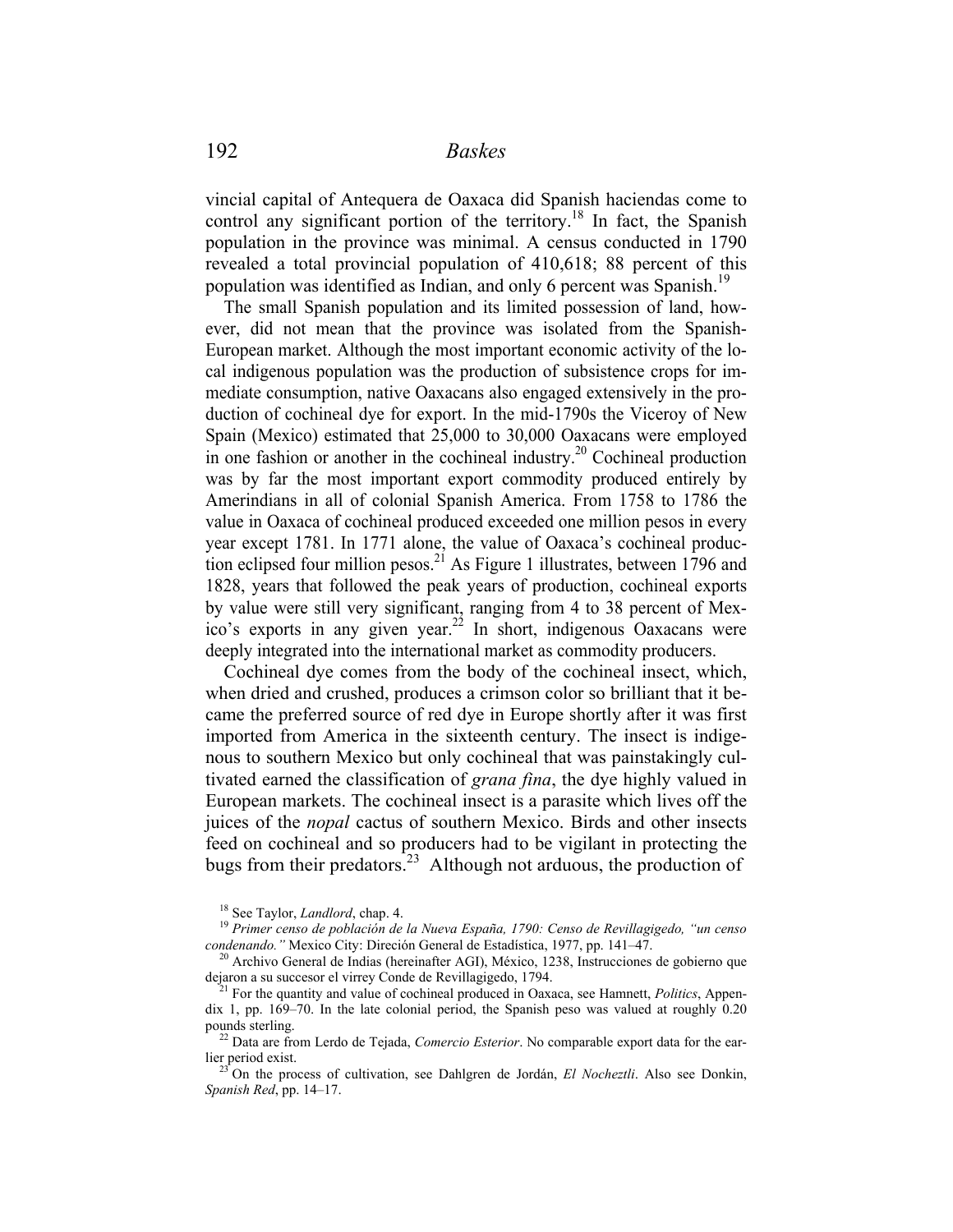vincial capital of Antequera de Oaxaca did Spanish haciendas come to control any significant portion of the territory.[18] In fact, the Spanish population in the province was minimal. A census conducted in 1790 revealed a total provincial population of 410,618; 88 percent of this population was identified as Indian, and only 6 percent was Spanish.[19]

The small Spanish population and its limited possession of land, however, did not mean that the province was isolated from the Spanish-European market. Although the most important economic activity of the local indigenous population was the production of subsistence crops for immediate consumption, native Oaxacans also engaged extensively in the production of cochineal dye for export. In the mid-1790s the Viceroy of New Spain (Mexico) estimated that 25,000 to 30,000 Oaxacans were employed in one fashion or another in the cochineal industry.[20] Cochineal production was by far the most important export commodity produced entirely by Amerindians in all of colonial Spanish America. From 1758 to 1786 the value in Oaxaca of cochineal produced exceeded one million pesos in every year except 1781. In 1771 alone, the value of Oaxaca's cochineal production eclipsed four million pesos.[21] As Figure 1 illustrates, between 1796 and 1828, years that followed the peak years of production, cochineal exports by value were still very significant, ranging from 4 to 38 percent of Mexico's exports in any given year.[22] In short, indigenous Oaxacans were deeply integrated into the international market as commodity producers.

Cochineal dye comes from the body of the cochineal insect, which, when dried and crushed, produces a crimson color so brilliant that it became the preferred source of red dye in Europe shortly after it was first imported from America in the sixteenth century. The insect is indigenous to southern Mexico but only cochineal that was painstakingly cultivated earned the classification of *grana fina*, the dye highly valued in European markets. The cochineal insect is a parasite which lives off the juices of the *nopal* cactus of southern Mexico. Birds and other insects feed on cochineal and so producers had to be vigilant in protecting the bugs from their predators.[23] Although not arduous, the production of

[18] See Taylor, *Landlord*, chap. 4.

[19] *Primer censo de población de la Nueva España, 1790: Censo de Revillagigedo, "un censo condenando."* Mexico City: Direción General de Estadística, 1977, pp. 141–47.

[20] Archivo General de Indias (hereinafter AGI), México, 1238, Instrucciones de gobierno que dejaron a su succesor el virrey Conde de Revillagigedo, 1794.

[21] For the quantity and value of cochineal produced in Oaxaca, see Hamnett, *Politics*, Appendix 1, pp. 169–70. In the late colonial period, the Spanish peso was valued at roughly 0.20 pounds sterling.

[22] Data are from Lerdo de Tejada, *Comercio Esterior*. No comparable export data for the earlier period exist.

[23] On the process of cultivation, see Dahlgren de Jordán, *El Nocheztli*. Also see Donkin, *Spanish Red*, pp. 14–17.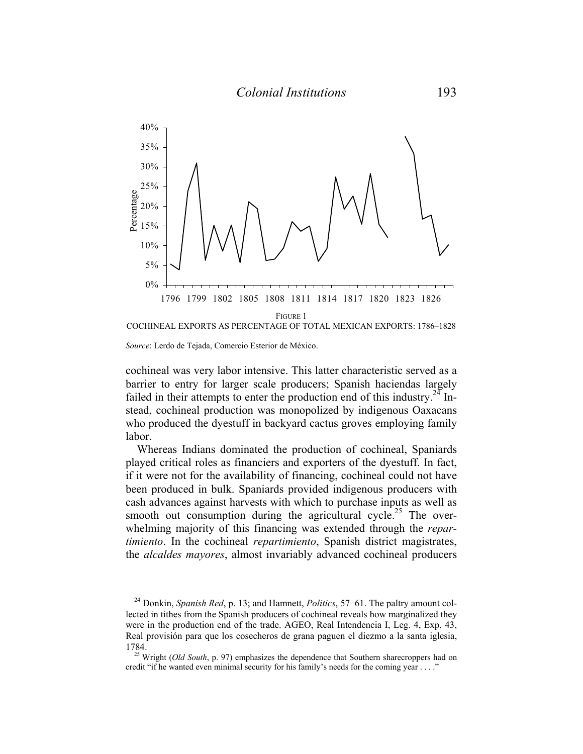FIGURE 1

COCHINEAL EXPORTS AS PERCENTAGE OF TOTAL MEXICAN EXPORTS: 1786–1828

*Source*: Lerdo de Tejada, Comercio Esterior de México.

cochineal was very labor intensive. This latter characteristic served as a barrier to entry for larger scale producers; Spanish haciendas largely failed in their attempts to enter the production end of this industry.[24] Instead, cochineal production was monopolized by indigenous Oaxacans who produced the dyestuff in backyard cactus groves employing family labor.

Whereas Indians dominated the production of cochineal, Spaniards played critical roles as financiers and exporters of the dyestuff. In fact, if it were not for the availability of financing, cochineal could not have been produced in bulk. Spaniards provided indigenous producers with cash advances against harvests with which to purchase inputs as well as smooth out consumption during the agricultural cycle.[25] The overwhelming majority of this financing was extended through the *repartimiento*. In the cochineal *repartimiento*, Spanish district magistrates, the *alcaldes mayores*, almost invariably advanced cochineal producers

[24] Donkin, *Spanish Red*, p. 13; and Hamnett, *Politics*, 57–61. The paltry amount collected in tithes from the Spanish producers of cochineal reveals how marginalized they were in the production end of the trade. AGEO, Real Intendencia I, Leg. 4, Exp. 43, Real provisión para que los cosecheros de grana paguen el diezmo a la santa iglesia, 1784.

[25] Wright (*Old South*, p. 97) emphasizes the dependence that Southern sharecroppers had on credit "if he wanted even minimal security for his family's needs for the coming year . . . ."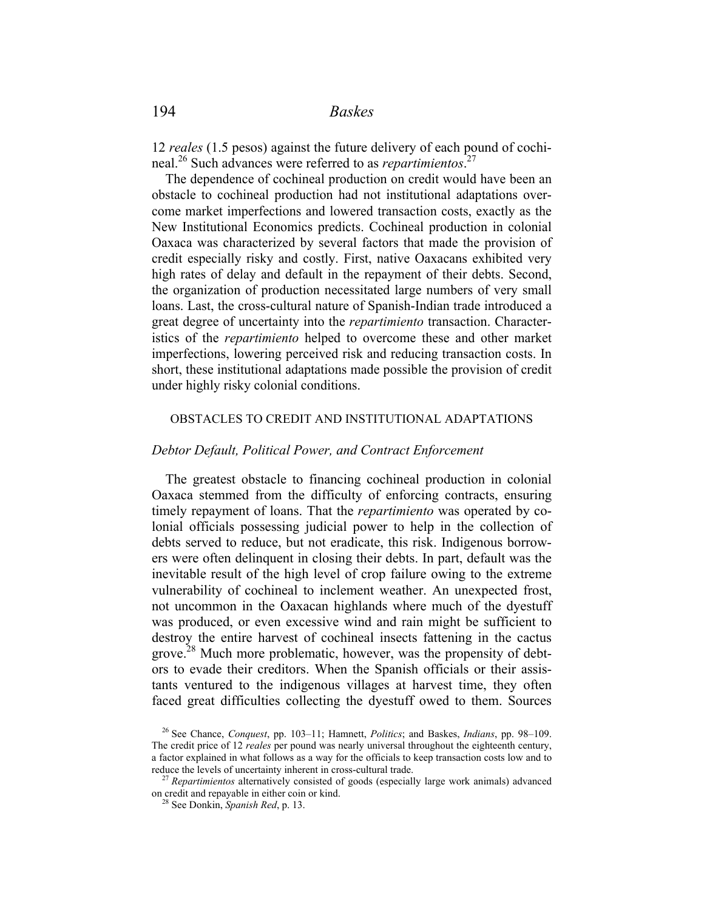12 *reales* (1.5 pesos) against the future delivery of each pound of cochineal.[26] Such advances were referred to as *repartimientos*.[27]

The dependence of cochineal production on credit would have been an obstacle to cochineal production had not institutional adaptations overcome market imperfections and lowered transaction costs, exactly as the New Institutional Economics predicts. Cochineal production in colonial Oaxaca was characterized by several factors that made the provision of credit especially risky and costly. First, native Oaxacans exhibited very high rates of delay and default in the repayment of their debts. Second, the organization of production necessitated large numbers of very small loans. Last, the cross-cultural nature of Spanish-Indian trade introduced a great degree of uncertainty into the *repartimiento* transaction. Characteristics of the *repartimiento* helped to overcome these and other market imperfections, lowering perceived risk and reducing transaction costs. In short, these institutional adaptations made possible the provision of credit under highly risky colonial conditions.

## OBSTACLES TO CREDIT AND INSTITUTIONAL ADAPTATIONS

### *Debtor Default, Political Power, and Contract Enforcement*

The greatest obstacle to financing cochineal production in colonial Oaxaca stemmed from the difficulty of enforcing contracts, ensuring timely repayment of loans. That the *repartimiento* was operated by colonial officials possessing judicial power to help in the collection of debts served to reduce, but not eradicate, this risk. Indigenous borrowers were often delinquent in closing their debts. In part, default was the inevitable result of the high level of crop failure owing to the extreme vulnerability of cochineal to inclement weather. An unexpected frost, not uncommon in the Oaxacan highlands where much of the dyestuff was produced, or even excessive wind and rain might be sufficient to destroy the entire harvest of cochineal insects fattening in the cactus grove.[28] Much more problematic, however, was the propensity of debtors to evade their creditors. When the Spanish officials or their assistants ventured to the indigenous villages at harvest time, they often faced great difficulties collecting the dyestuff owed to them. Sources

[26] See Chance, *Conquest*, pp. 103–11; Hamnett, *Politics*; and Baskes, *Indians*, pp. 98–109. The credit price of 12 *reales* per pound was nearly universal throughout the eighteenth century, a factor explained in what follows as a way for the officials to keep transaction costs low and to reduce the levels of uncertainty inherent in cross-cultural trade.

[27] *Repartimientos* alternatively consisted of goods (especially large work animals) advanced on credit and repayable in either coin or kind.

[28] See Donkin, *Spanish Red*, p. 13.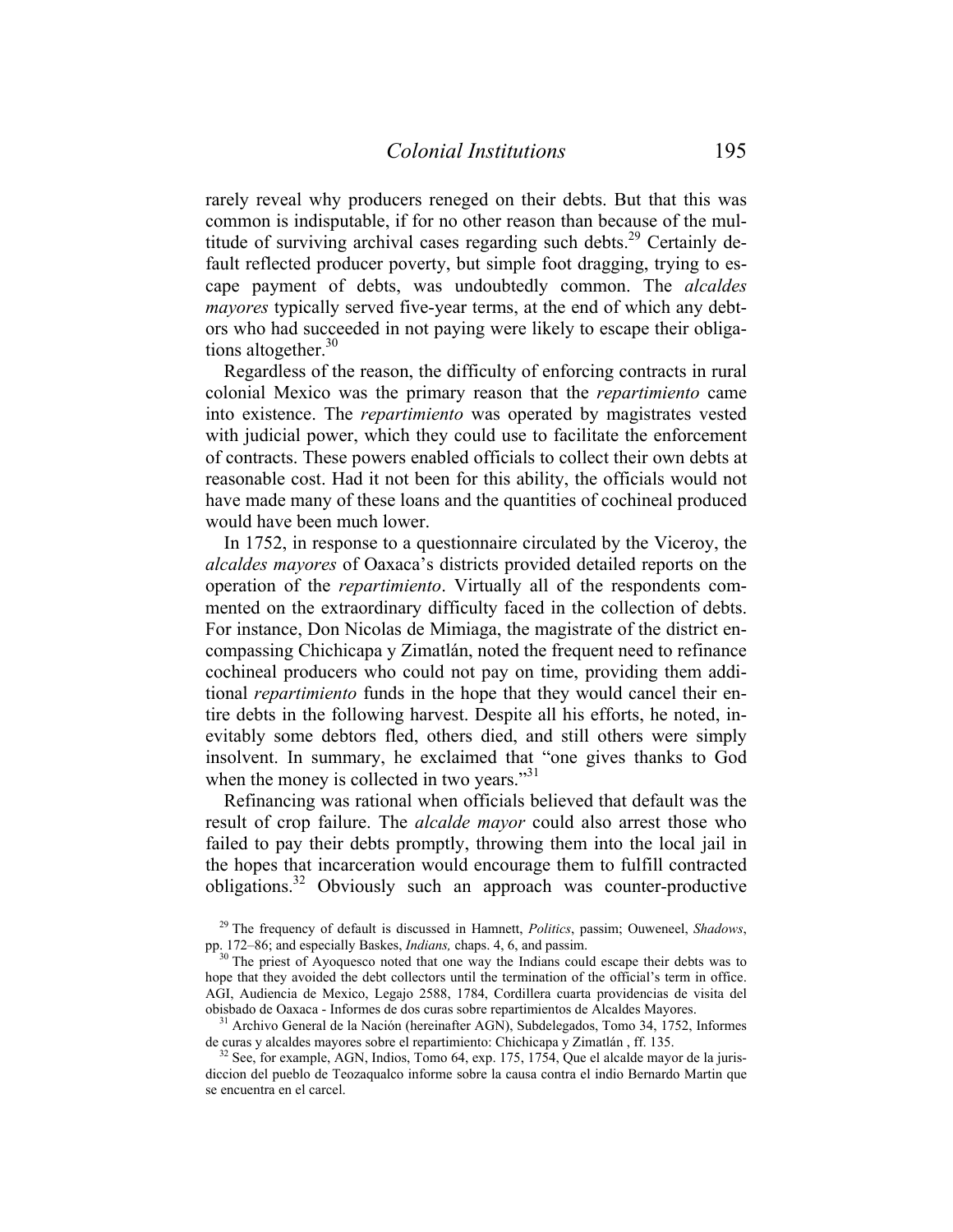rarely reveal why producers reneged on their debts. But that this was common is indisputable, if for no other reason than because of the multitude of surviving archival cases regarding such debts.[29] Certainly default reflected producer poverty, but simple foot dragging, trying to escape payment of debts, was undoubtedly common. The *alcaldes mayores* typically served five-year terms, at the end of which any debtors who had succeeded in not paying were likely to escape their obligations altogether.[30]

Regardless of the reason, the difficulty of enforcing contracts in rural colonial Mexico was the primary reason that the *repartimiento* came into existence. The *repartimiento* was operated by magistrates vested with judicial power, which they could use to facilitate the enforcement of contracts. These powers enabled officials to collect their own debts at reasonable cost. Had it not been for this ability, the officials would not have made many of these loans and the quantities of cochineal produced would have been much lower.

In 1752, in response to a questionnaire circulated by the Viceroy, the *alcaldes mayores* of Oaxaca's districts provided detailed reports on the operation of the *repartimiento*. Virtually all of the respondents commented on the extraordinary difficulty faced in the collection of debts. For instance, Don Nicolas de Mimiaga, the magistrate of the district encompassing Chichicapa y Zimatlán, noted the frequent need to refinance cochineal producers who could not pay on time, providing them additional *repartimiento* funds in the hope that they would cancel their entire debts in the following harvest. Despite all his efforts, he noted, inevitably some debtors fled, others died, and still others were simply insolvent. In summary, he exclaimed that "one gives thanks to God when the money is collected in two years."[31]

Refinancing was rational when officials believed that default was the result of crop failure. The *alcalde mayor* could also arrest those who failed to pay their debts promptly, throwing them into the local jail in the hopes that incarceration would encourage them to fulfill contracted obligations.[32] Obviously such an approach was counter-productive

---

[29] The frequency of default is discussed in Hamnett, *Politics*, passim; Ouweneel, *Shadows*, pp. 172–86; and especially Baskes, *Indians,* chaps. 4, 6, and passim.

[30] The priest of Ayoquesco noted that one way the Indians could escape their debts was to hope that they avoided the debt collectors until the termination of the official's term in office. AGI, Audiencia de Mexico, Legajo 2588, 1784, Cordillera cuarta providencias de visita del obisbado de Oaxaca - Informes de dos curas sobre repartimientos de Alcaldes Mayores.

[31] Archivo General de la Nación (hereinafter AGN), Subdelegados, Tomo 34, 1752, Informes de curas y alcaldes mayores sobre el repartimiento: Chichicapa y Zimatlán , ff. 135.

[32] See, for example, AGN, Indios, Tomo 64, exp. 175, 1754, Que el alcalde mayor de la jurisdiccion del pueblo de Teozaqualco informe sobre la causa contra el indio Bernardo Martin que se encuentra en el carcel.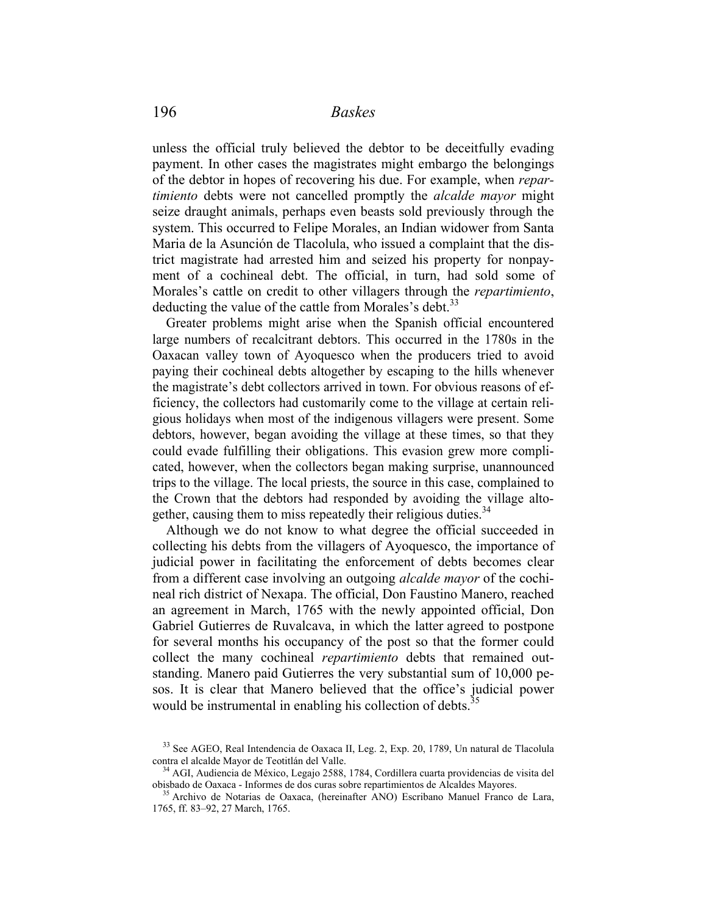unless the official truly believed the debtor to be deceitfully evading payment. In other cases the magistrates might embargo the belongings of the debtor in hopes of recovering his due. For example, when *repartimiento* debts were not cancelled promptly the *alcalde mayor* might seize draught animals, perhaps even beasts sold previously through the system. This occurred to Felipe Morales, an Indian widower from Santa Maria de la Asunción de Tlacolula, who issued a complaint that the district magistrate had arrested him and seized his property for nonpayment of a cochineal debt. The official, in turn, had sold some of Morales's cattle on credit to other villagers through the *repartimiento*, deducting the value of the cattle from Morales's debt.[33]

Greater problems might arise when the Spanish official encountered large numbers of recalcitrant debtors. This occurred in the 1780s in the Oaxacan valley town of Ayoquesco when the producers tried to avoid paying their cochineal debts altogether by escaping to the hills whenever the magistrate's debt collectors arrived in town. For obvious reasons of efficiency, the collectors had customarily come to the village at certain religious holidays when most of the indigenous villagers were present. Some debtors, however, began avoiding the village at these times, so that they could evade fulfilling their obligations. This evasion grew more complicated, however, when the collectors began making surprise, unannounced trips to the village. The local priests, the source in this case, complained to the Crown that the debtors had responded by avoiding the village altogether, causing them to miss repeatedly their religious duties.[34]

Although we do not know to what degree the official succeeded in collecting his debts from the villagers of Ayoquesco, the importance of judicial power in facilitating the enforcement of debts becomes clear from a different case involving an outgoing *alcalde mayor* of the cochineal rich district of Nexapa. The official, Don Faustino Manero, reached an agreement in March, 1765 with the newly appointed official, Don Gabriel Gutierres de Ruvalcava, in which the latter agreed to postpone for several months his occupancy of the post so that the former could collect the many cochineal *repartimiento* debts that remained outstanding. Manero paid Gutierres the very substantial sum of 10,000 pesos. It is clear that Manero believed that the office's judicial power would be instrumental in enabling his collection of debts.[35]

---

[33] See AGEO, Real Intendencia de Oaxaca II, Leg. 2, Exp. 20, 1789, Un natural de Tlacolula contra el alcalde Mayor de Teotitlán del Valle.

[34] AGI, Audiencia de México, Legajo 2588, 1784, Cordillera cuarta providencias de visita del obisbado de Oaxaca - Informes de dos curas sobre repartimientos de Alcaldes Mayores.

[35] Archivo de Notarias de Oaxaca, (hereinafter ANO) Escribano Manuel Franco de Lara, 1765, ff. 83–92, 27 March, 1765.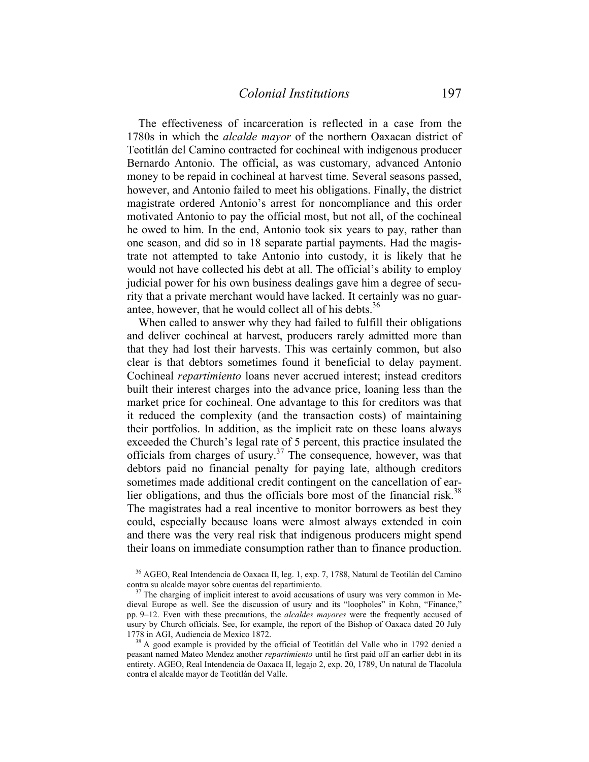The effectiveness of incarceration is reflected in a case from the 1780s in which the *alcalde mayor* of the northern Oaxacan district of Teotitlán del Camino contracted for cochineal with indigenous producer Bernardo Antonio. The official, as was customary, advanced Antonio money to be repaid in cochineal at harvest time. Several seasons passed, however, and Antonio failed to meet his obligations. Finally, the district magistrate ordered Antonio's arrest for noncompliance and this order motivated Antonio to pay the official most, but not all, of the cochineal he owed to him. In the end, Antonio took six years to pay, rather than one season, and did so in 18 separate partial payments. Had the magistrate not attempted to take Antonio into custody, it is likely that he would not have collected his debt at all. The official's ability to employ judicial power for his own business dealings gave him a degree of security that a private merchant would have lacked. It certainly was no guarantee, however, that he would collect all of his debts.[36]

When called to answer why they had failed to fulfill their obligations and deliver cochineal at harvest, producers rarely admitted more than that they had lost their harvests. This was certainly common, but also clear is that debtors sometimes found it beneficial to delay payment. Cochineal *repartimiento* loans never accrued interest; instead creditors built their interest charges into the advance price, loaning less than the market price for cochineal. One advantage to this for creditors was that it reduced the complexity (and the transaction costs) of maintaining their portfolios. In addition, as the implicit rate on these loans always exceeded the Church's legal rate of 5 percent, this practice insulated the officials from charges of usury.[37] The consequence, however, was that debtors paid no financial penalty for paying late, although creditors sometimes made additional credit contingent on the cancellation of earlier obligations, and thus the officials bore most of the financial risk.[38] The magistrates had a real incentive to monitor borrowers as best they could, especially because loans were almost always extended in coin and there was the very real risk that indigenous producers might spend their loans on immediate consumption rather than to finance production.

[36] AGEO, Real Intendencia de Oaxaca II, leg. 1, exp. 7, 1788, Natural de Teotilán del Camino contra su alcalde mayor sobre cuentas del repartimiento.

[37] The charging of implicit interest to avoid accusations of usury was very common in Medieval Europe as well. See the discussion of usury and its "loopholes" in Kohn, "Finance," pp. 9–12. Even with these precautions, the *alcaldes mayores* were the frequently accused of usury by Church officials. See, for example, the report of the Bishop of Oaxaca dated 20 July 1778 in AGI, Audiencia de Mexico 1872.

[38] A good example is provided by the official of Teotitlán del Valle who in 1792 denied a peasant named Mateo Mendez another *repartimiento* until he first paid off an earlier debt in its entirety. AGEO, Real Intendencia de Oaxaca II, legajo 2, exp. 20, 1789, Un natural de Tlacolula contra el alcalde mayor de Teotitlán del Valle.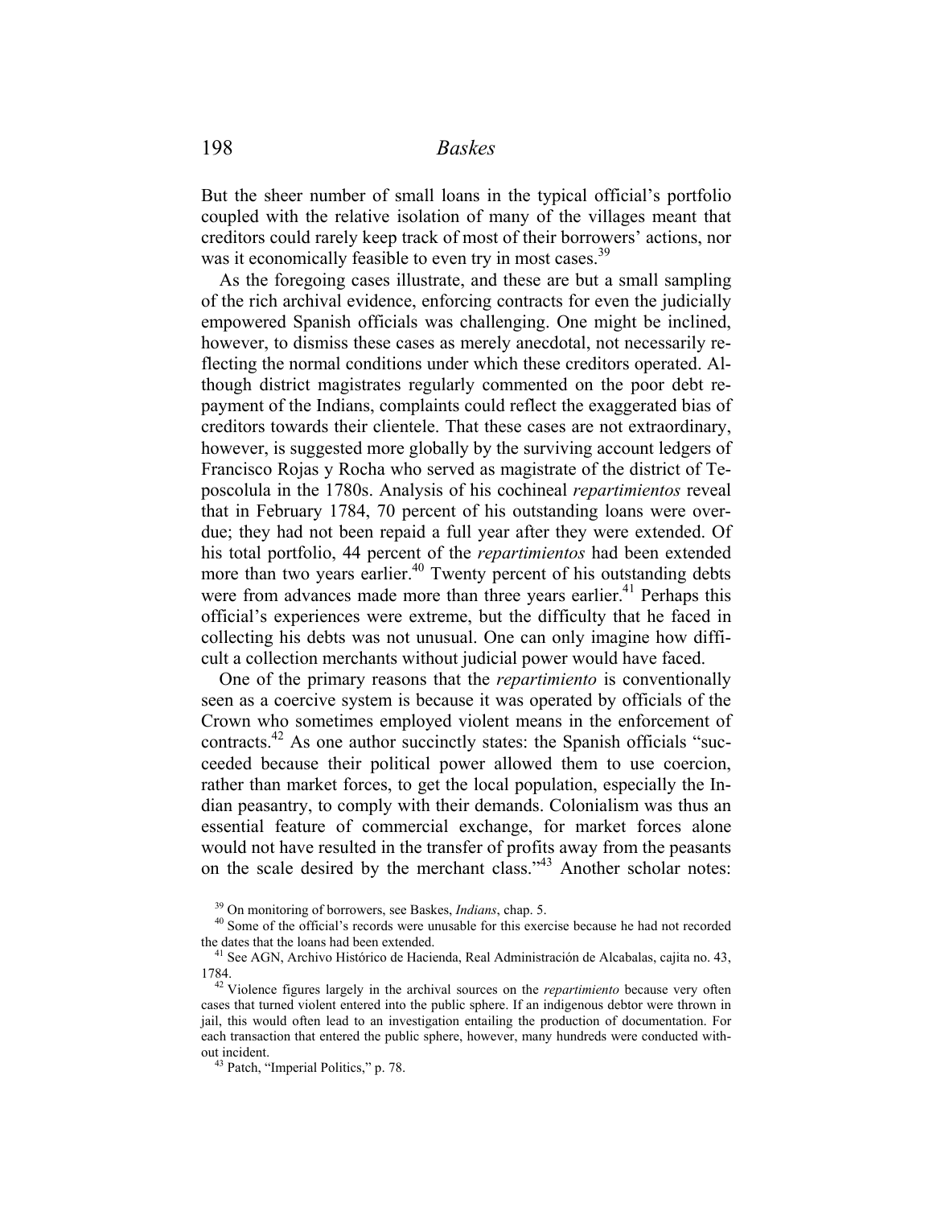But the sheer number of small loans in the typical official's portfolio coupled with the relative isolation of many of the villages meant that creditors could rarely keep track of most of their borrowers' actions, nor was it economically feasible to even try in most cases.[39]

As the foregoing cases illustrate, and these are but a small sampling of the rich archival evidence, enforcing contracts for even the judicially empowered Spanish officials was challenging. One might be inclined, however, to dismiss these cases as merely anecdotal, not necessarily reflecting the normal conditions under which these creditors operated. Although district magistrates regularly commented on the poor debt repayment of the Indians, complaints could reflect the exaggerated bias of creditors towards their clientele. That these cases are not extraordinary, however, is suggested more globally by the surviving account ledgers of Francisco Rojas y Rocha who served as magistrate of the district of Teposcolula in the 1780s. Analysis of his cochineal *repartimientos* reveal that in February 1784, 70 percent of his outstanding loans were overdue; they had not been repaid a full year after they were extended. Of his total portfolio, 44 percent of the *repartimientos* had been extended more than two years earlier.[40] Twenty percent of his outstanding debts were from advances made more than three years earlier.[41] Perhaps this official's experiences were extreme, but the difficulty that he faced in collecting his debts was not unusual. One can only imagine how difficult a collection merchants without judicial power would have faced.

One of the primary reasons that the *repartimiento* is conventionally seen as a coercive system is because it was operated by officials of the Crown who sometimes employed violent means in the enforcement of contracts.[42] As one author succinctly states: the Spanish officials "succeeded because their political power allowed them to use coercion, rather than market forces, to get the local population, especially the Indian peasantry, to comply with their demands. Colonialism was thus an essential feature of commercial exchange, for market forces alone would not have resulted in the transfer of profits away from the peasants on the scale desired by the merchant class."[43] Another scholar notes:

---

[39] On monitoring of borrowers, see Baskes, *Indians*, chap. 5.

[40] Some of the official's records were unusable for this exercise because he had not recorded the dates that the loans had been extended.

[41] See AGN, Archivo Histórico de Hacienda, Real Administración de Alcabalas, cajita no. 43, 1784.

[42] Violence figures largely in the archival sources on the *repartimiento* because very often cases that turned violent entered into the public sphere. If an indigenous debtor were thrown in jail, this would often lead to an investigation entailing the production of documentation. For each transaction that entered the public sphere, however, many hundreds were conducted without incident.

[43] Patch, "Imperial Politics," p. 78.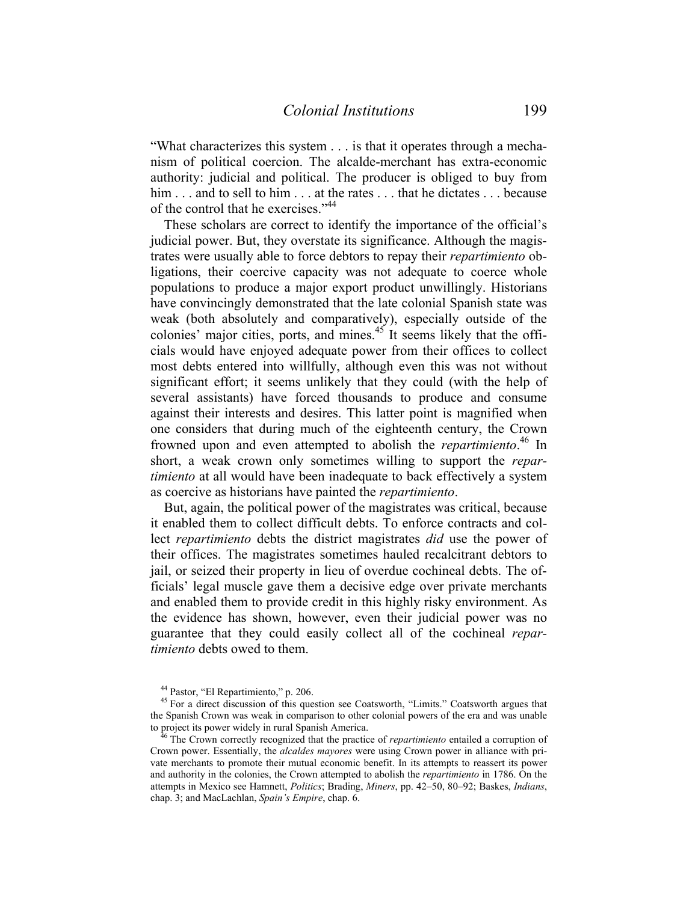"What characterizes this system . . . is that it operates through a mechanism of political coercion. The alcalde-merchant has extra-economic authority: judicial and political. The producer is obliged to buy from him . . . and to sell to him . . . at the rates . . . that he dictates . . . because of the control that he exercises."[44]

These scholars are correct to identify the importance of the official's judicial power. But, they overstate its significance. Although the magistrates were usually able to force debtors to repay their *repartimiento* obligations, their coercive capacity was not adequate to coerce whole populations to produce a major export product unwillingly. Historians have convincingly demonstrated that the late colonial Spanish state was weak (both absolutely and comparatively), especially outside of the colonies' major cities, ports, and mines.[45] It seems likely that the officials would have enjoyed adequate power from their offices to collect most debts entered into willfully, although even this was not without significant effort; it seems unlikely that they could (with the help of several assistants) have forced thousands to produce and consume against their interests and desires. This latter point is magnified when one considers that during much of the eighteenth century, the Crown frowned upon and even attempted to abolish the *repartimiento*.[46] In short, a weak crown only sometimes willing to support the *repartimiento* at all would have been inadequate to back effectively a system as coercive as historians have painted the *repartimiento*.

But, again, the political power of the magistrates was critical, because it enabled them to collect difficult debts. To enforce contracts and collect *repartimiento* debts the district magistrates *did* use the power of their offices. The magistrates sometimes hauled recalcitrant debtors to jail, or seized their property in lieu of overdue cochineal debts. The officials' legal muscle gave them a decisive edge over private merchants and enabled them to provide credit in this highly risky environment. As the evidence has shown, however, even their judicial power was no guarantee that they could easily collect all of the cochineal *repartimiento* debts owed to them.

---

[44] Pastor, "El Repartimiento," p. 206.

[45] For a direct discussion of this question see Coatsworth, "Limits." Coatsworth argues that the Spanish Crown was weak in comparison to other colonial powers of the era and was unable to project its power widely in rural Spanish America.

[46] The Crown correctly recognized that the practice of *repartimiento* entailed a corruption of Crown power. Essentially, the *alcaldes mayores* were using Crown power in alliance with private merchants to promote their mutual economic benefit. In its attempts to reassert its power and authority in the colonies, the Crown attempted to abolish the *repartimiento* in 1786. On the attempts in Mexico see Hamnett, *Politics*; Brading, *Miners*, pp. 42–50, 80–92; Baskes, *Indians*, chap. 3; and MacLachlan, *Spain's Empire*, chap. 6.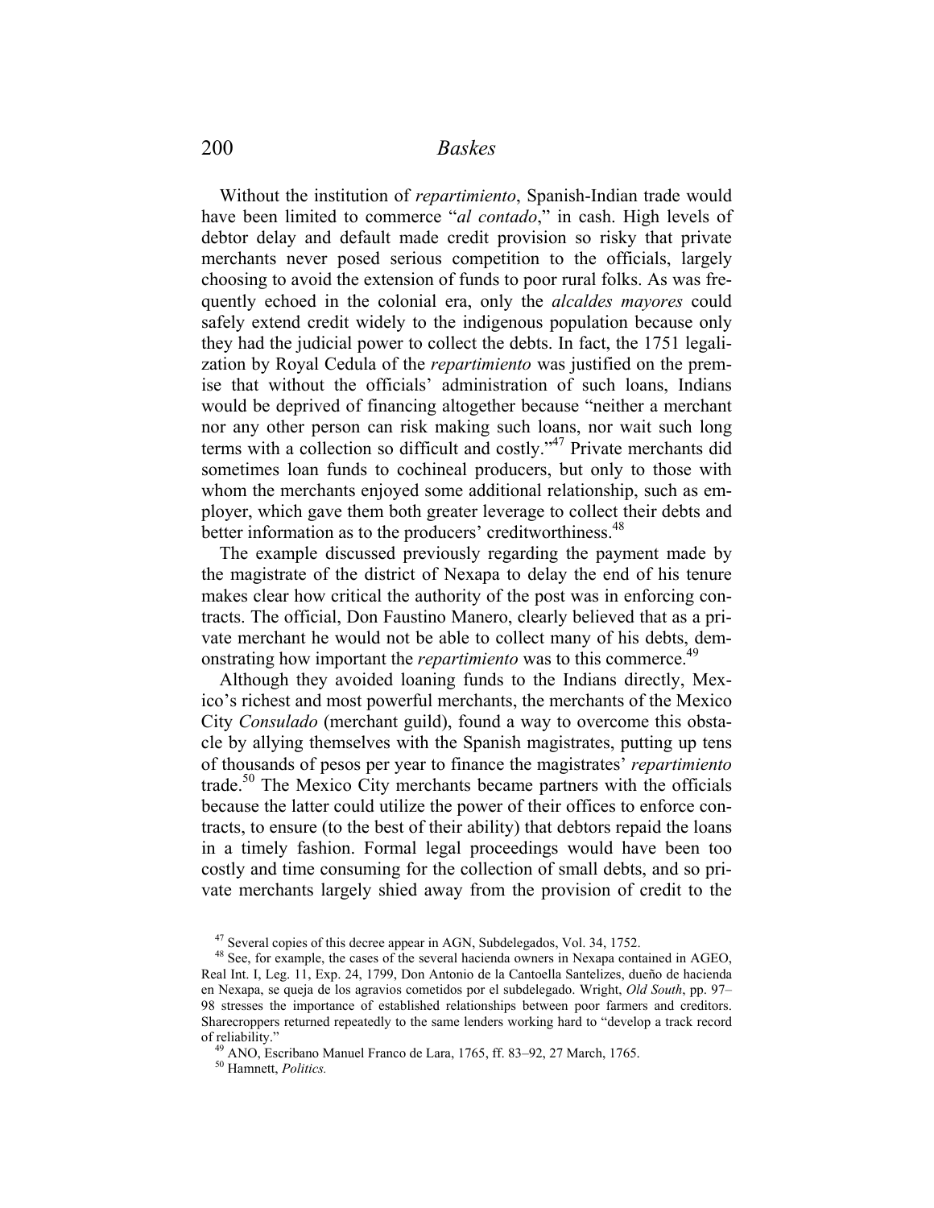Without the institution of *repartimiento*, Spanish-Indian trade would have been limited to commerce "*al contado*," in cash. High levels of debtor delay and default made credit provision so risky that private merchants never posed serious competition to the officials, largely choosing to avoid the extension of funds to poor rural folks. As was frequently echoed in the colonial era, only the *alcaldes mayores* could safely extend credit widely to the indigenous population because only they had the judicial power to collect the debts. In fact, the 1751 legalization by Royal Cedula of the *repartimiento* was justified on the premise that without the officials' administration of such loans, Indians would be deprived of financing altogether because "neither a merchant nor any other person can risk making such loans, nor wait such long terms with a collection so difficult and costly."[47] Private merchants did sometimes loan funds to cochineal producers, but only to those with whom the merchants enjoyed some additional relationship, such as employer, which gave them both greater leverage to collect their debts and better information as to the producers' creditworthiness.[48]

The example discussed previously regarding the payment made by the magistrate of the district of Nexapa to delay the end of his tenure makes clear how critical the authority of the post was in enforcing contracts. The official, Don Faustino Manero, clearly believed that as a private merchant he would not be able to collect many of his debts, demonstrating how important the *repartimiento* was to this commerce.[49]

Although they avoided loaning funds to the Indians directly, Mexico's richest and most powerful merchants, the merchants of the Mexico City *Consulado* (merchant guild), found a way to overcome this obstacle by allying themselves with the Spanish magistrates, putting up tens of thousands of pesos per year to finance the magistrates' *repartimiento* trade.[50] The Mexico City merchants became partners with the officials because the latter could utilize the power of their offices to enforce contracts, to ensure (to the best of their ability) that debtors repaid the loans in a timely fashion. Formal legal proceedings would have been too costly and time consuming for the collection of small debts, and so private merchants largely shied away from the provision of credit to the

[47] Several copies of this decree appear in AGN, Subdelegados, Vol. 34, 1752.

[48] See, for example, the cases of the several hacienda owners in Nexapa contained in AGEO, Real Int. I, Leg. 11, Exp. 24, 1799, Don Antonio de la Cantoella Santelizes, dueño de hacienda en Nexapa, se queja de los agravios cometidos por el subdelegado. Wright, *Old South*, pp. 97–98 stresses the importance of established relationships between poor farmers and creditors. Sharecroppers returned repeatedly to the same lenders working hard to "develop a track record of reliability."

[49] ANO, Escribano Manuel Franco de Lara, 1765, ff. 83–92, 27 March, 1765.

[50] Hamnett, *Politics.*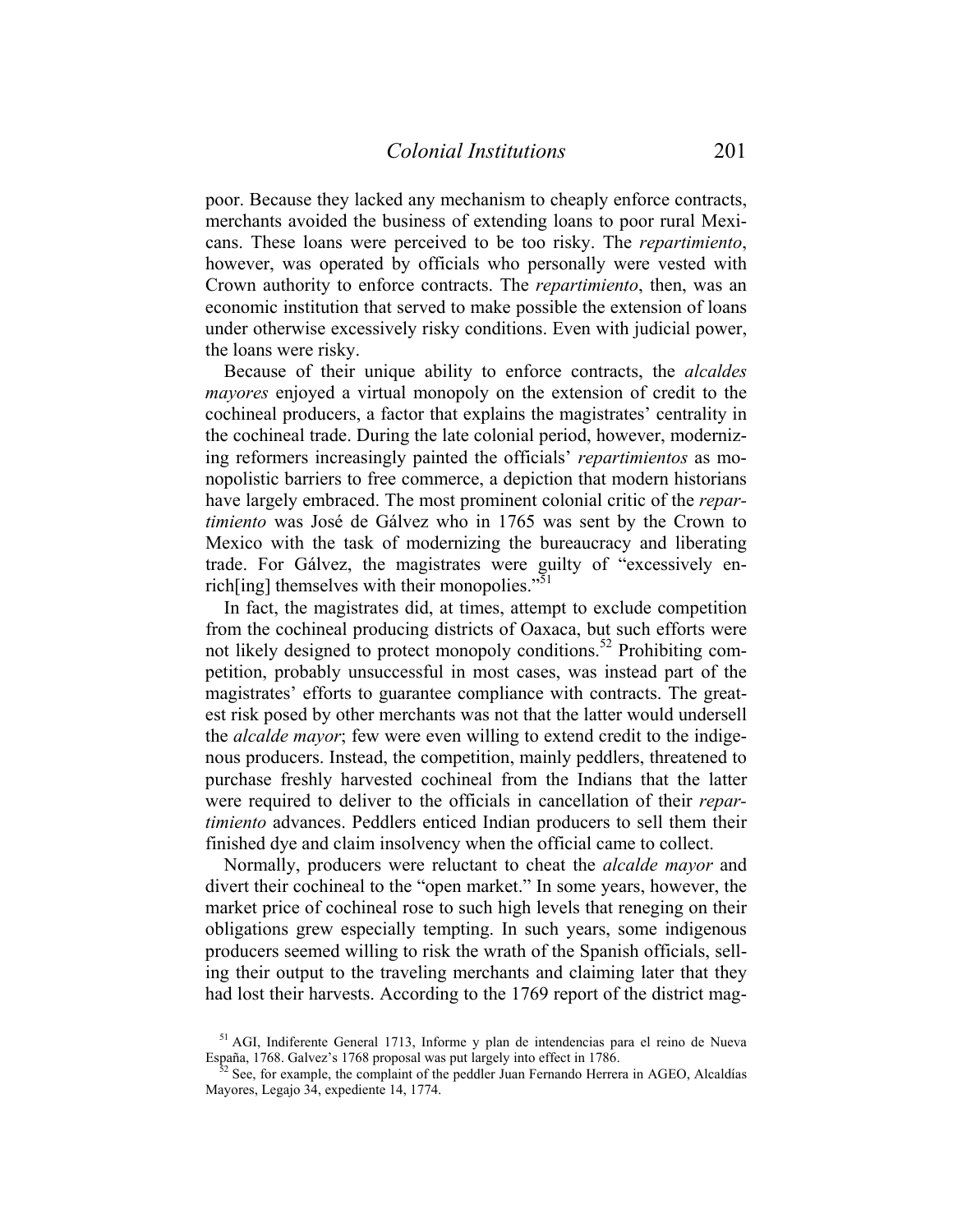poor. Because they lacked any mechanism to cheaply enforce contracts, merchants avoided the business of extending loans to poor rural Mexicans. These loans were perceived to be too risky. The *repartimiento*, however, was operated by officials who personally were vested with Crown authority to enforce contracts. The *repartimiento*, then, was an economic institution that served to make possible the extension of loans under otherwise excessively risky conditions. Even with judicial power, the loans were risky.

Because of their unique ability to enforce contracts, the *alcaldes mayores* enjoyed a virtual monopoly on the extension of credit to the cochineal producers, a factor that explains the magistrates' centrality in the cochineal trade. During the late colonial period, however, modernizing reformers increasingly painted the officials' *repartimientos* as monopolistic barriers to free commerce, a depiction that modern historians have largely embraced. The most prominent colonial critic of the *repartimiento* was José de Gálvez who in 1765 was sent by the Crown to Mexico with the task of modernizing the bureaucracy and liberating trade. For Gálvez, the magistrates were guilty of "excessively enrich[ing] themselves with their monopolies."[51]

In fact, the magistrates did, at times, attempt to exclude competition from the cochineal producing districts of Oaxaca, but such efforts were not likely designed to protect monopoly conditions.[52] Prohibiting competition, probably unsuccessful in most cases, was instead part of the magistrates' efforts to guarantee compliance with contracts. The greatest risk posed by other merchants was not that the latter would undersell the *alcalde mayor*; few were even willing to extend credit to the indigenous producers. Instead, the competition, mainly peddlers, threatened to purchase freshly harvested cochineal from the Indians that the latter were required to deliver to the officials in cancellation of their *repartimiento* advances. Peddlers enticed Indian producers to sell them their finished dye and claim insolvency when the official came to collect.

Normally, producers were reluctant to cheat the *alcalde mayor* and divert their cochineal to the "open market." In some years, however, the market price of cochineal rose to such high levels that reneging on their obligations grew especially tempting. In such years, some indigenous producers seemed willing to risk the wrath of the Spanish officials, selling their output to the traveling merchants and claiming later that they had lost their harvests. According to the 1769 report of the district mag-

---

[51] AGI, Indiferente General 1713, Informe y plan de intendencias para el reino de Nueva España, 1768. Galvez's 1768 proposal was put largely into effect in 1786.

[52] See, for example, the complaint of the peddler Juan Fernando Herrera in AGEO, Alcaldías Mayores, Legajo 34, expediente 14, 1774.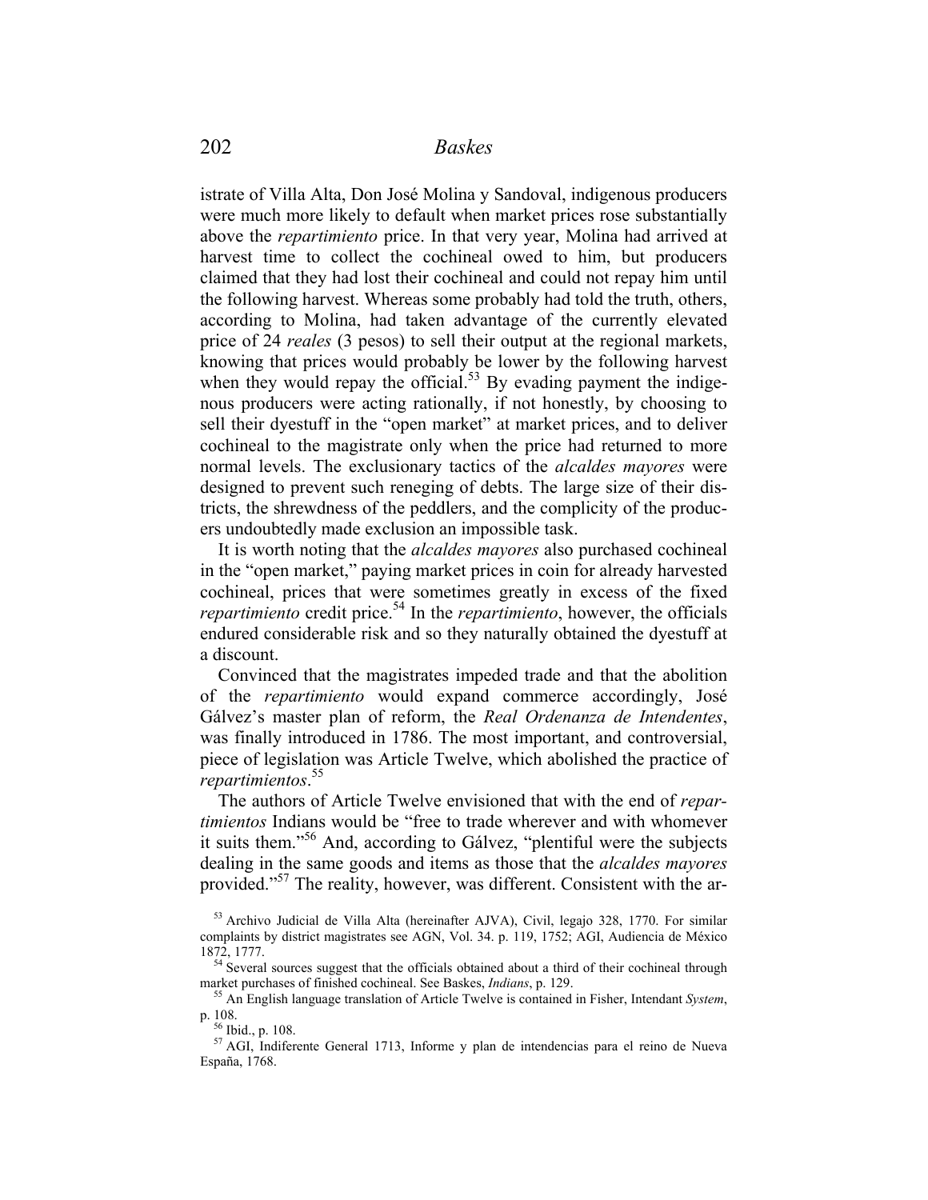istrate of Villa Alta, Don José Molina y Sandoval, indigenous producers were much more likely to default when market prices rose substantially above the *repartimiento* price. In that very year, Molina had arrived at harvest time to collect the cochineal owed to him, but producers claimed that they had lost their cochineal and could not repay him until the following harvest. Whereas some probably had told the truth, others, according to Molina, had taken advantage of the currently elevated price of 24 *reales* (3 pesos) to sell their output at the regional markets, knowing that prices would probably be lower by the following harvest when they would repay the official.[53] By evading payment the indigenous producers were acting rationally, if not honestly, by choosing to sell their dyestuff in the "open market" at market prices, and to deliver cochineal to the magistrate only when the price had returned to more normal levels. The exclusionary tactics of the *alcaldes mayores* were designed to prevent such reneging of debts. The large size of their districts, the shrewdness of the peddlers, and the complicity of the producers undoubtedly made exclusion an impossible task.

It is worth noting that the *alcaldes mayores* also purchased cochineal in the "open market," paying market prices in coin for already harvested cochineal, prices that were sometimes greatly in excess of the fixed *repartimiento* credit price.[54] In the *repartimiento*, however, the officials endured considerable risk and so they naturally obtained the dyestuff at a discount.

Convinced that the magistrates impeded trade and that the abolition of the *repartimiento* would expand commerce accordingly, José Gálvez's master plan of reform, the *Real Ordenanza de Intendentes*, was finally introduced in 1786. The most important, and controversial, piece of legislation was Article Twelve, which abolished the practice of *repartimientos*.[55]

The authors of Article Twelve envisioned that with the end of *repartimientos* Indians would be "free to trade wherever and with whomever it suits them."[56] And, according to Gálvez, "plentiful were the subjects dealing in the same goods and items as those that the *alcaldes mayores* provided."[57] The reality, however, was different. Consistent with the ar-

---

[53] Archivo Judicial de Villa Alta (hereinafter AJVA), Civil, legajo 328, 1770. For similar complaints by district magistrates see AGN, Vol. 34. p. 119, 1752; AGI, Audiencia de México 1872, 1777.

[54] Several sources suggest that the officials obtained about a third of their cochineal through market purchases of finished cochineal. See Baskes, *Indians*, p. 129.

[55] An English language translation of Article Twelve is contained in Fisher, Intendant *System*, p. 108.

[56] Ibid., p. 108.

[57] AGI, Indiferente General 1713, Informe y plan de intendencias para el reino de Nueva España, 1768.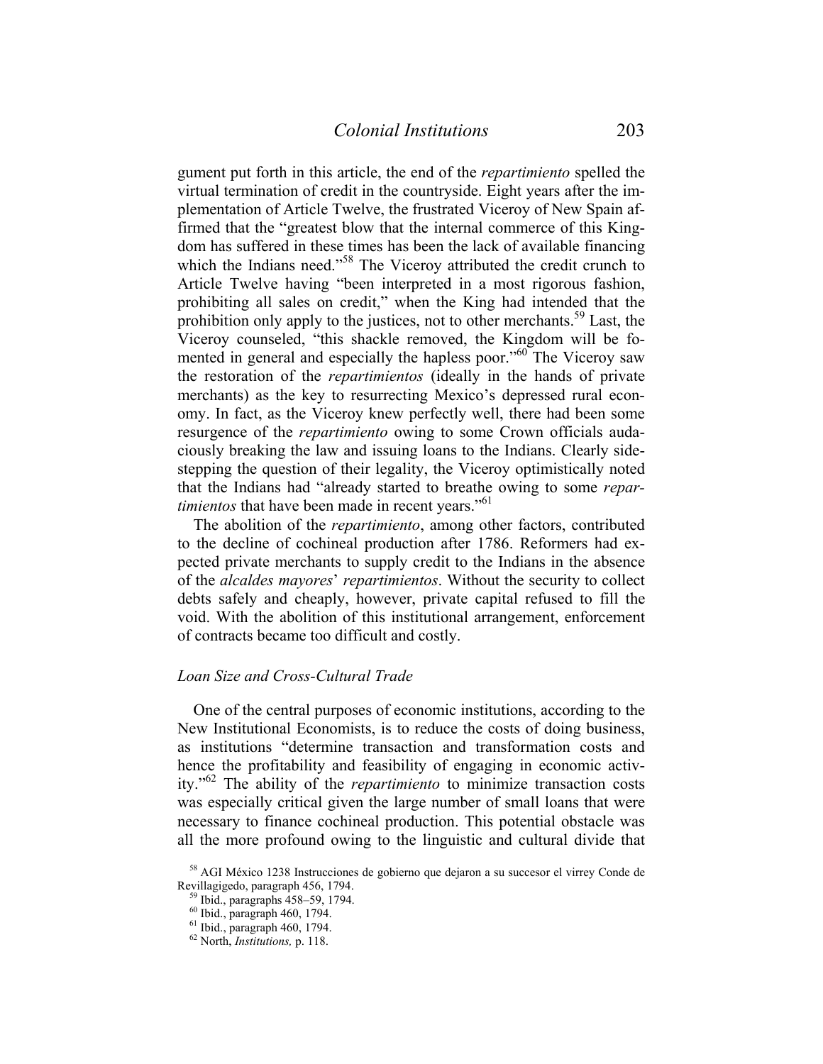gument put forth in this article, the end of the *repartimiento* spelled the virtual termination of credit in the countryside. Eight years after the implementation of Article Twelve, the frustrated Viceroy of New Spain affirmed that the "greatest blow that the internal commerce of this Kingdom has suffered in these times has been the lack of available financing which the Indians need."[58] The Viceroy attributed the credit crunch to Article Twelve having "been interpreted in a most rigorous fashion, prohibiting all sales on credit," when the King had intended that the prohibition only apply to the justices, not to other merchants.[59] Last, the Viceroy counseled, "this shackle removed, the Kingdom will be fomented in general and especially the hapless poor."[60] The Viceroy saw the restoration of the *repartimientos* (ideally in the hands of private merchants) as the key to resurrecting Mexico's depressed rural economy. In fact, as the Viceroy knew perfectly well, there had been some resurgence of the *repartimiento* owing to some Crown officials audaciously breaking the law and issuing loans to the Indians. Clearly sidestepping the question of their legality, the Viceroy optimistically noted that the Indians had "already started to breathe owing to some *repartimientos* that have been made in recent years."[61]

The abolition of the *repartimiento*, among other factors, contributed to the decline of cochineal production after 1786. Reformers had expected private merchants to supply credit to the Indians in the absence of the *alcaldes mayores*' *repartimientos*. Without the security to collect debts safely and cheaply, however, private capital refused to fill the void. With the abolition of this institutional arrangement, enforcement of contracts became too difficult and costly.

### *Loan Size and Cross-Cultural Trade*

One of the central purposes of economic institutions, according to the New Institutional Economists, is to reduce the costs of doing business, as institutions "determine transaction and transformation costs and hence the profitability and feasibility of engaging in economic activity."[62] The ability of the *repartimiento* to minimize transaction costs was especially critical given the large number of small loans that were necessary to finance cochineal production. This potential obstacle was all the more profound owing to the linguistic and cultural divide that

[58] AGI México 1238 Instrucciones de gobierno que dejaron a su succesor el virrey Conde de Revillagigedo, paragraph 456, 1794.

[59] Ibid., paragraphs 458–59, 1794.

[60] Ibid., paragraph 460, 1794.

[61] Ibid., paragraph 460, 1794.

[62] North, *Institutions,* p. 118.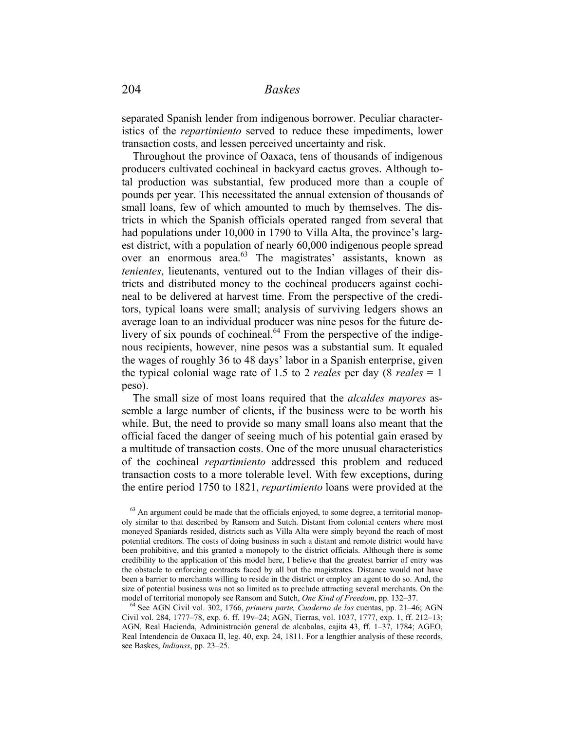separated Spanish lender from indigenous borrower. Peculiar characteristics of the *repartimiento* served to reduce these impediments, lower transaction costs, and lessen perceived uncertainty and risk.

Throughout the province of Oaxaca, tens of thousands of indigenous producers cultivated cochineal in backyard cactus groves. Although total production was substantial, few produced more than a couple of pounds per year. This necessitated the annual extension of thousands of small loans, few of which amounted to much by themselves. The districts in which the Spanish officials operated ranged from several that had populations under 10,000 in 1790 to Villa Alta, the province's largest district, with a population of nearly 60,000 indigenous people spread over an enormous area.[63] The magistrates' assistants, known as *tenientes*, lieutenants, ventured out to the Indian villages of their districts and distributed money to the cochineal producers against cochineal to be delivered at harvest time. From the perspective of the creditors, typical loans were small; analysis of surviving ledgers shows an average loan to an individual producer was nine pesos for the future delivery of six pounds of cochineal.[64] From the perspective of the indigenous recipients, however, nine pesos was a substantial sum. It equaled the wages of roughly 36 to 48 days' labor in a Spanish enterprise, given the typical colonial wage rate of 1.5 to 2 *reales* per day (8 *reales* = 1 peso).

The small size of most loans required that the *alcaldes mayores* assemble a large number of clients, if the business were to be worth his while. But, the need to provide so many small loans also meant that the official faced the danger of seeing much of his potential gain erased by a multitude of transaction costs. One of the more unusual characteristics of the cochineal *repartimiento* addressed this problem and reduced transaction costs to a more tolerable level. With few exceptions, during the entire period 1750 to 1821, *repartimiento* loans were provided at the

[63] An argument could be made that the officials enjoyed, to some degree, a territorial monopoly similar to that described by Ransom and Sutch. Distant from colonial centers where most moneyed Spaniards resided, districts such as Villa Alta were simply beyond the reach of most potential creditors. The costs of doing business in such a distant and remote district would have been prohibitive, and this granted a monopoly to the district officials. Although there is some credibility to the application of this model here, I believe that the greatest barrier of entry was the obstacle to enforcing contracts faced by all but the magistrates. Distance would not have been a barrier to merchants willing to reside in the district or employ an agent to do so. And, the size of potential business was not so limited as to preclude attracting several merchants. On the model of territorial monopoly see Ransom and Sutch, *One Kind of Freedom*, pp. 132–37.

[64] See AGN Civil vol. 302, 1766, *primera parte, Cuaderno de las* cuentas, pp. 21–46; AGN Civil vol. 284, 1777–78, exp. 6. ff. 19v–24; AGN, Tierras, vol. 1037, 1777, exp. 1, ff. 212–13; AGN, Real Hacienda, Administración general de alcabalas, cajita 43, ff. 1–37, 1784; AGEO, Real Intendencia de Oaxaca II, leg. 40, exp. 24, 1811. For a lengthier analysis of these records, see Baskes, *Indianss*, pp. 23–25.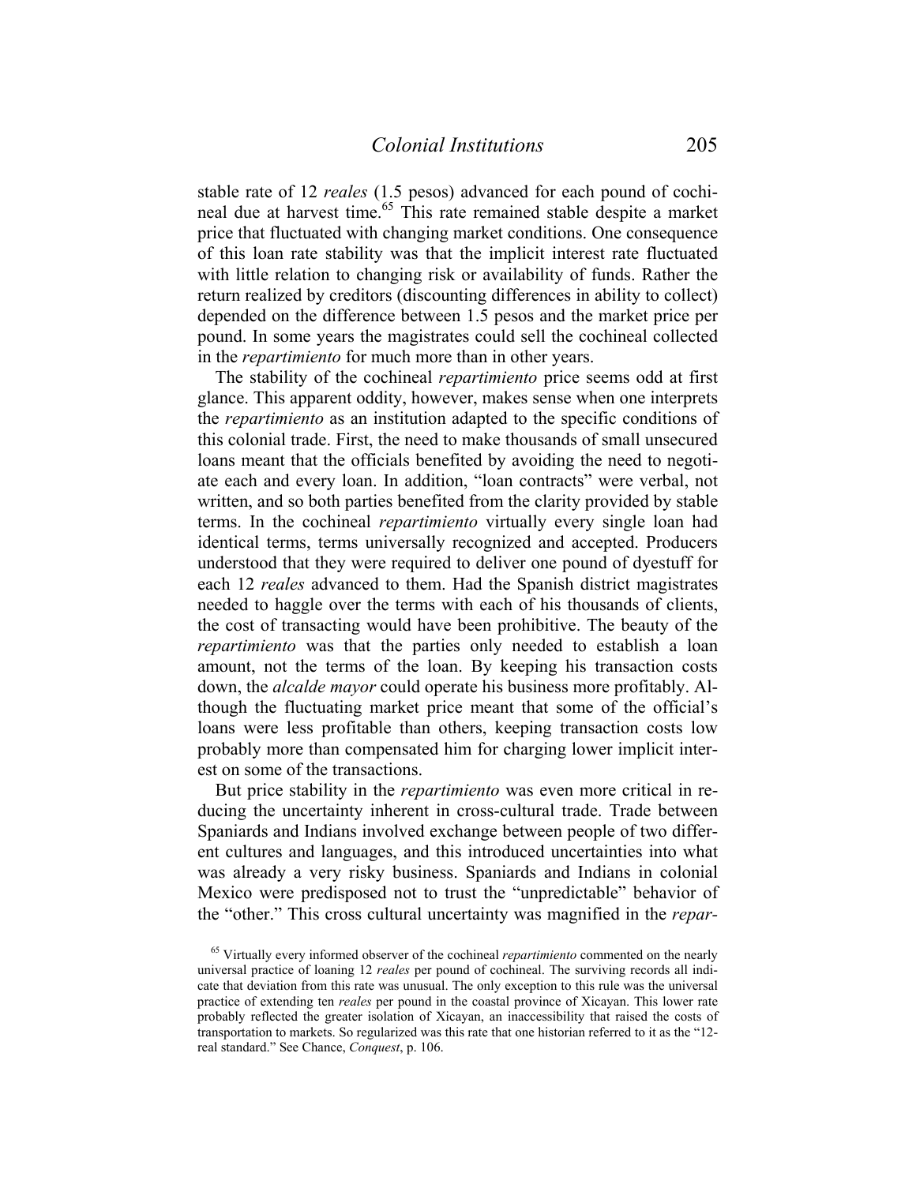stable rate of 12 *reales* (1.5 pesos) advanced for each pound of cochineal due at harvest time.[65] This rate remained stable despite a market price that fluctuated with changing market conditions. One consequence of this loan rate stability was that the implicit interest rate fluctuated with little relation to changing risk or availability of funds. Rather the return realized by creditors (discounting differences in ability to collect) depended on the difference between 1.5 pesos and the market price per pound. In some years the magistrates could sell the cochineal collected in the *repartimiento* for much more than in other years.

The stability of the cochineal *repartimiento* price seems odd at first glance. This apparent oddity, however, makes sense when one interprets the *repartimiento* as an institution adapted to the specific conditions of this colonial trade. First, the need to make thousands of small unsecured loans meant that the officials benefited by avoiding the need to negotiate each and every loan. In addition, "loan contracts" were verbal, not written, and so both parties benefited from the clarity provided by stable terms. In the cochineal *repartimiento* virtually every single loan had identical terms, terms universally recognized and accepted. Producers understood that they were required to deliver one pound of dyestuff for each 12 *reales* advanced to them. Had the Spanish district magistrates needed to haggle over the terms with each of his thousands of clients, the cost of transacting would have been prohibitive. The beauty of the *repartimiento* was that the parties only needed to establish a loan amount, not the terms of the loan. By keeping his transaction costs down, the *alcalde mayor* could operate his business more profitably. Although the fluctuating market price meant that some of the official's loans were less profitable than others, keeping transaction costs low probably more than compensated him for charging lower implicit interest on some of the transactions.

But price stability in the *repartimiento* was even more critical in reducing the uncertainty inherent in cross-cultural trade. Trade between Spaniards and Indians involved exchange between people of two different cultures and languages, and this introduced uncertainties into what was already a very risky business. Spaniards and Indians in colonial Mexico were predisposed not to trust the "unpredictable" behavior of the "other." This cross cultural uncertainty was magnified in the *repar-*

[65] Virtually every informed observer of the cochineal *repartimiento* commented on the nearly universal practice of loaning 12 *reales* per pound of cochineal. The surviving records all indicate that deviation from this rate was unusual. The only exception to this rule was the universal practice of extending ten *reales* per pound in the coastal province of Xicayan. This lower rate probably reflected the greater isolation of Xicayan, an inaccessibility that raised the costs of transportation to markets. So regularized was this rate that one historian referred to it as the "12-real standard." See Chance, *Conquest*, p. 106.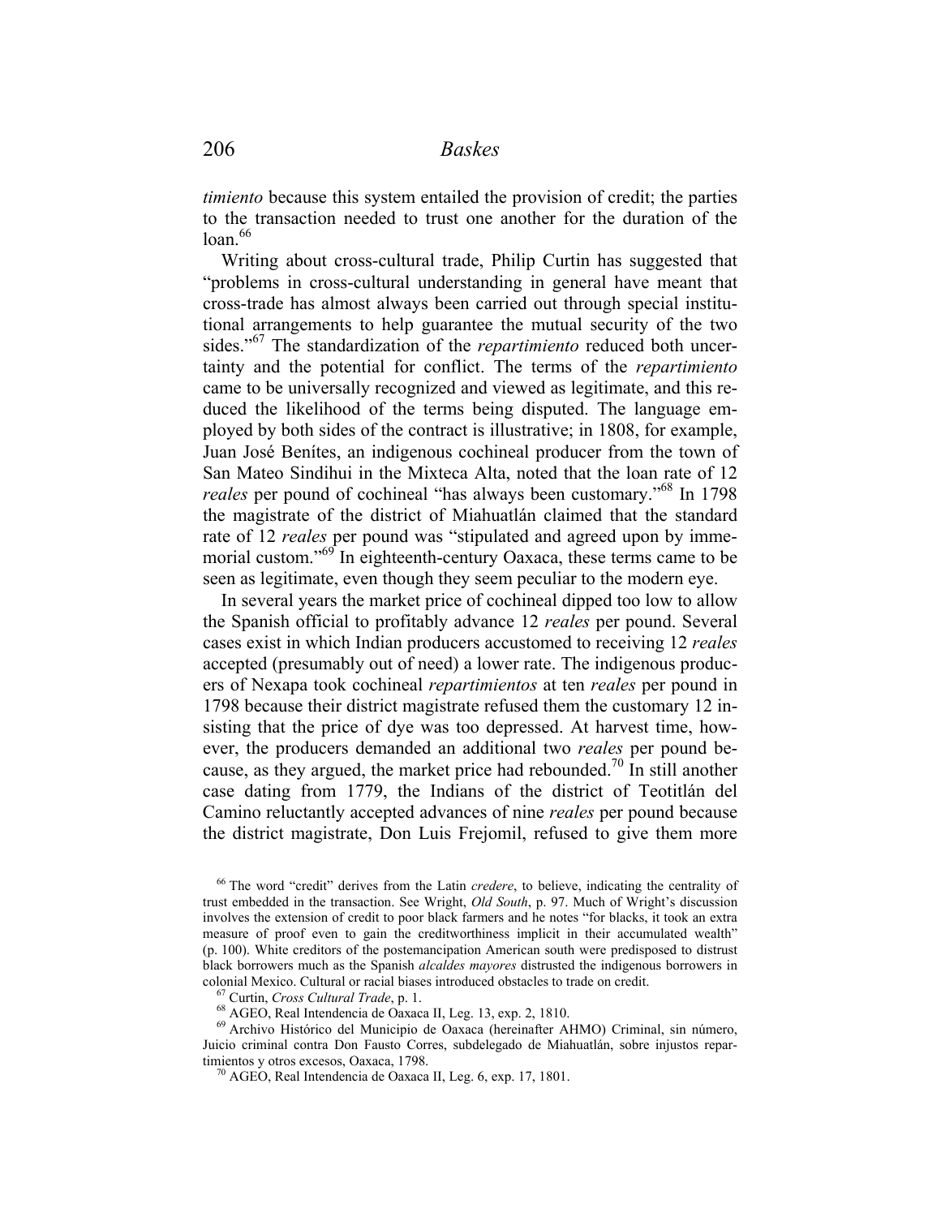*timiento* because this system entailed the provision of credit; the parties to the transaction needed to trust one another for the duration of the loan.[66]

Writing about cross-cultural trade, Philip Curtin has suggested that "problems in cross-cultural understanding in general have meant that cross-trade has almost always been carried out through special institutional arrangements to help guarantee the mutual security of the two sides."[67] The standardization of the *repartimiento* reduced both uncertainty and the potential for conflict. The terms of the *repartimiento* came to be universally recognized and viewed as legitimate, and this reduced the likelihood of the terms being disputed. The language employed by both sides of the contract is illustrative; in 1808, for example, Juan José Benítes, an indigenous cochineal producer from the town of San Mateo Sindihui in the Mixteca Alta, noted that the loan rate of 12 *reales* per pound of cochineal "has always been customary."[68] In 1798 the magistrate of the district of Miahuatlán claimed that the standard rate of 12 *reales* per pound was "stipulated and agreed upon by immemorial custom."[69] In eighteenth-century Oaxaca, these terms came to be seen as legitimate, even though they seem peculiar to the modern eye.

In several years the market price of cochineal dipped too low to allow the Spanish official to profitably advance 12 *reales* per pound. Several cases exist in which Indian producers accustomed to receiving 12 *reales* accepted (presumably out of need) a lower rate. The indigenous producers of Nexapa took cochineal *repartimientos* at ten *reales* per pound in 1798 because their district magistrate refused them the customary 12 insisting that the price of dye was too depressed. At harvest time, however, the producers demanded an additional two *reales* per pound because, as they argued, the market price had rebounded.[70] In still another case dating from 1779, the Indians of the district of Teotitlán del Camino reluctantly accepted advances of nine *reales* per pound because the district magistrate, Don Luis Frejomil, refused to give them more

[66] The word "credit" derives from the Latin *credere*, to believe, indicating the centrality of trust embedded in the transaction. See Wright, *Old South*, p. 97. Much of Wright's discussion involves the extension of credit to poor black farmers and he notes "for blacks, it took an extra measure of proof even to gain the creditworthiness implicit in their accumulated wealth" (p. 100). White creditors of the postemancipation American south were predisposed to distrust black borrowers much as the Spanish *alcaldes mayores* distrusted the indigenous borrowers in colonial Mexico. Cultural or racial biases introduced obstacles to trade on credit.

[67] Curtin, *Cross Cultural Trade*, p. 1.

[68] AGEO, Real Intendencia de Oaxaca II, Leg. 13, exp. 2, 1810.

[69] Archivo Histórico del Municipio de Oaxaca (hereinafter AHMO) Criminal, sin número, Juicio criminal contra Don Fausto Corres, subdelegado de Miahuatlán, sobre injustos repartimientos y otros excesos, Oaxaca, 1798.

[70] AGEO, Real Intendencia de Oaxaca II, Leg. 6, exp. 17, 1801.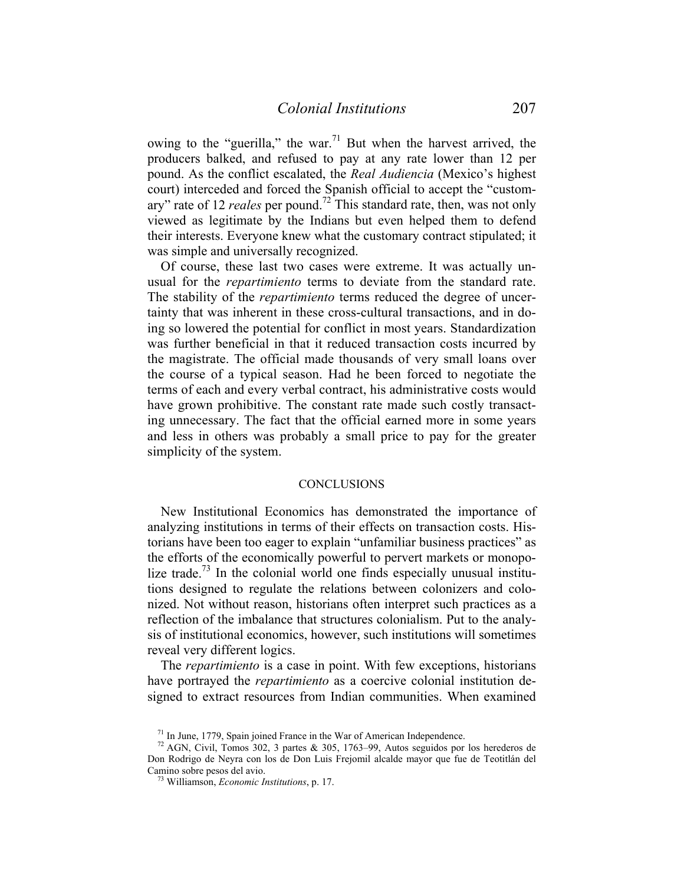owing to the "guerilla," the war.[71] But when the harvest arrived, the producers balked, and refused to pay at any rate lower than 12 per pound. As the conflict escalated, the *Real Audiencia* (Mexico's highest court) interceded and forced the Spanish official to accept the "customary" rate of 12 *reales* per pound.[72] This standard rate, then, was not only viewed as legitimate by the Indians but even helped them to defend their interests. Everyone knew what the customary contract stipulated; it was simple and universally recognized.

Of course, these last two cases were extreme. It was actually unusual for the *repartimiento* terms to deviate from the standard rate. The stability of the *repartimiento* terms reduced the degree of uncertainty that was inherent in these cross-cultural transactions, and in doing so lowered the potential for conflict in most years. Standardization was further beneficial in that it reduced transaction costs incurred by the magistrate. The official made thousands of very small loans over the course of a typical season. Had he been forced to negotiate the terms of each and every verbal contract, his administrative costs would have grown prohibitive. The constant rate made such costly transacting unnecessary. The fact that the official earned more in some years and less in others was probably a small price to pay for the greater simplicity of the system.

## CONCLUSIONS

New Institutional Economics has demonstrated the importance of analyzing institutions in terms of their effects on transaction costs. Historians have been too eager to explain "unfamiliar business practices" as the efforts of the economically powerful to pervert markets or monopolize trade.[73] In the colonial world one finds especially unusual institutions designed to regulate the relations between colonizers and colonized. Not without reason, historians often interpret such practices as a reflection of the imbalance that structures colonialism. Put to the analysis of institutional economics, however, such institutions will sometimes reveal very different logics.

The *repartimiento* is a case in point. With few exceptions, historians have portrayed the *repartimiento* as a coercive colonial institution designed to extract resources from Indian communities. When examined

[71] In June, 1779, Spain joined France in the War of American Independence.

[72] AGN, Civil, Tomos 302, 3 partes & 305, 1763–99, Autos seguidos por los herederos de Don Rodrigo de Neyra con los de Don Luis Frejomil alcalde mayor que fue de Teotitlán del Camino sobre pesos del avio.

[73] Williamson, *Economic Institutions*, p. 17.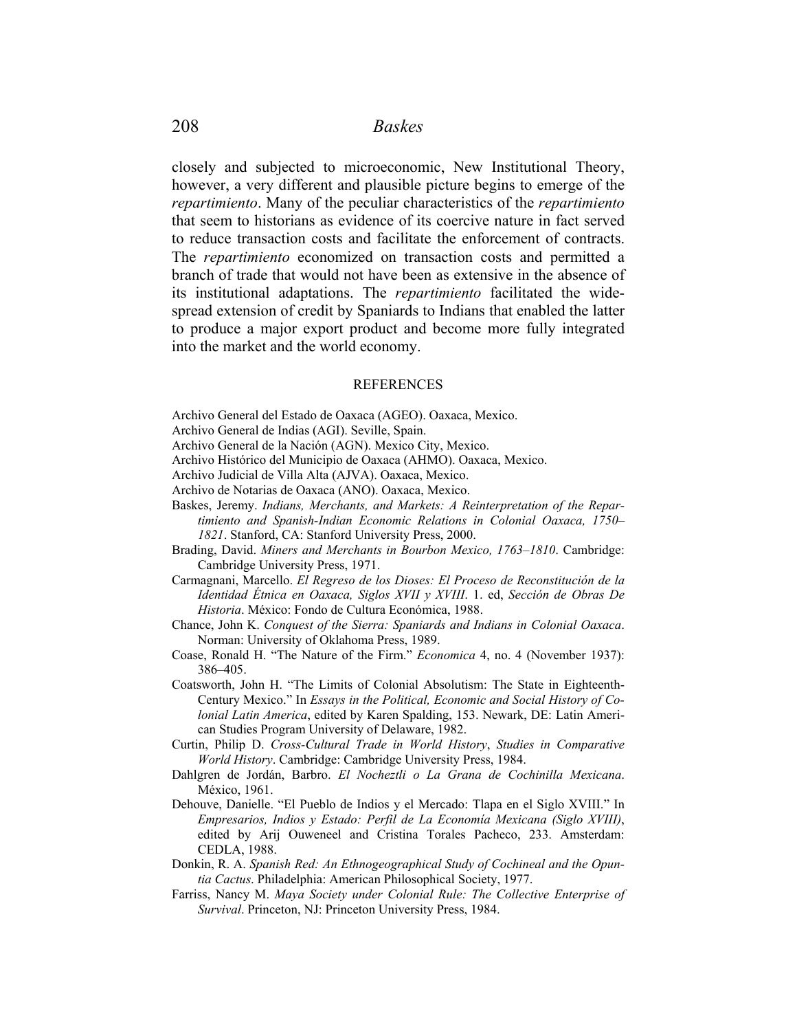closely and subjected to microeconomic, New Institutional Theory, however, a very different and plausible picture begins to emerge of the *repartimiento*. Many of the peculiar characteristics of the *repartimiento* that seem to historians as evidence of its coercive nature in fact served to reduce transaction costs and facilitate the enforcement of contracts. The *repartimiento* economized on transaction costs and permitted a branch of trade that would not have been as extensive in the absence of its institutional adaptations. The *repartimiento* facilitated the widespread extension of credit by Spaniards to Indians that enabled the latter to produce a major export product and become more fully integrated into the market and the world economy.

## REFERENCES

Archivo General del Estado de Oaxaca (AGEO). Oaxaca, Mexico.

Archivo General de Indias (AGI). Seville, Spain.

Archivo General de la Nación (AGN). Mexico City, Mexico.

Archivo Histórico del Municipio de Oaxaca (AHMO). Oaxaca, Mexico.

Archivo Judicial de Villa Alta (AJVA). Oaxaca, Mexico.

Archivo de Notarias de Oaxaca (ANO). Oaxaca, Mexico.

Baskes, Jeremy. *Indians, Merchants, and Markets: A Reinterpretation of the Repartimiento and Spanish-Indian Economic Relations in Colonial Oaxaca, 1750–1821*. Stanford, CA: Stanford University Press, 2000.

Brading, David. *Miners and Merchants in Bourbon Mexico, 1763–1810*. Cambridge: Cambridge University Press, 1971.

Carmagnani, Marcello. *El Regreso de los Dioses: El Proceso de Reconstitución de la Identidad Étnica en Oaxaca, Siglos XVII y XVIII*. 1. ed, *Sección de Obras De Historia*. México: Fondo de Cultura Económica, 1988.

Chance, John K. *Conquest of the Sierra: Spaniards and Indians in Colonial Oaxaca*. Norman: University of Oklahoma Press, 1989.

Coase, Ronald H. "The Nature of the Firm." *Economica* 4, no. 4 (November 1937): 386–405.

Coatsworth, John H. "The Limits of Colonial Absolutism: The State in Eighteenth-Century Mexico." In *Essays in the Political, Economic and Social History of Colonial Latin America*, edited by Karen Spalding, 153. Newark, DE: Latin American Studies Program University of Delaware, 1982.

Curtin, Philip D. *Cross-Cultural Trade in World History*, *Studies in Comparative World History*. Cambridge: Cambridge University Press, 1984.

Dahlgren de Jordán, Barbro. *El Nocheztli o La Grana de Cochinilla Mexicana*. México, 1961.

Dehouve, Danielle. "El Pueblo de Indios y el Mercado: Tlapa en el Siglo XVIII." In *Empresarios, Indios y Estado: Perfil de La Economía Mexicana (Siglo XVIII)*, edited by Arij Ouweneel and Cristina Torales Pacheco, 233. Amsterdam: CEDLA, 1988.

Donkin, R. A. *Spanish Red: An Ethnogeographical Study of Cochineal and the Opuntia Cactus*. Philadelphia: American Philosophical Society, 1977.

Farriss, Nancy M. *Maya Society under Colonial Rule: The Collective Enterprise of Survival*. Princeton, NJ: Princeton University Press, 1984.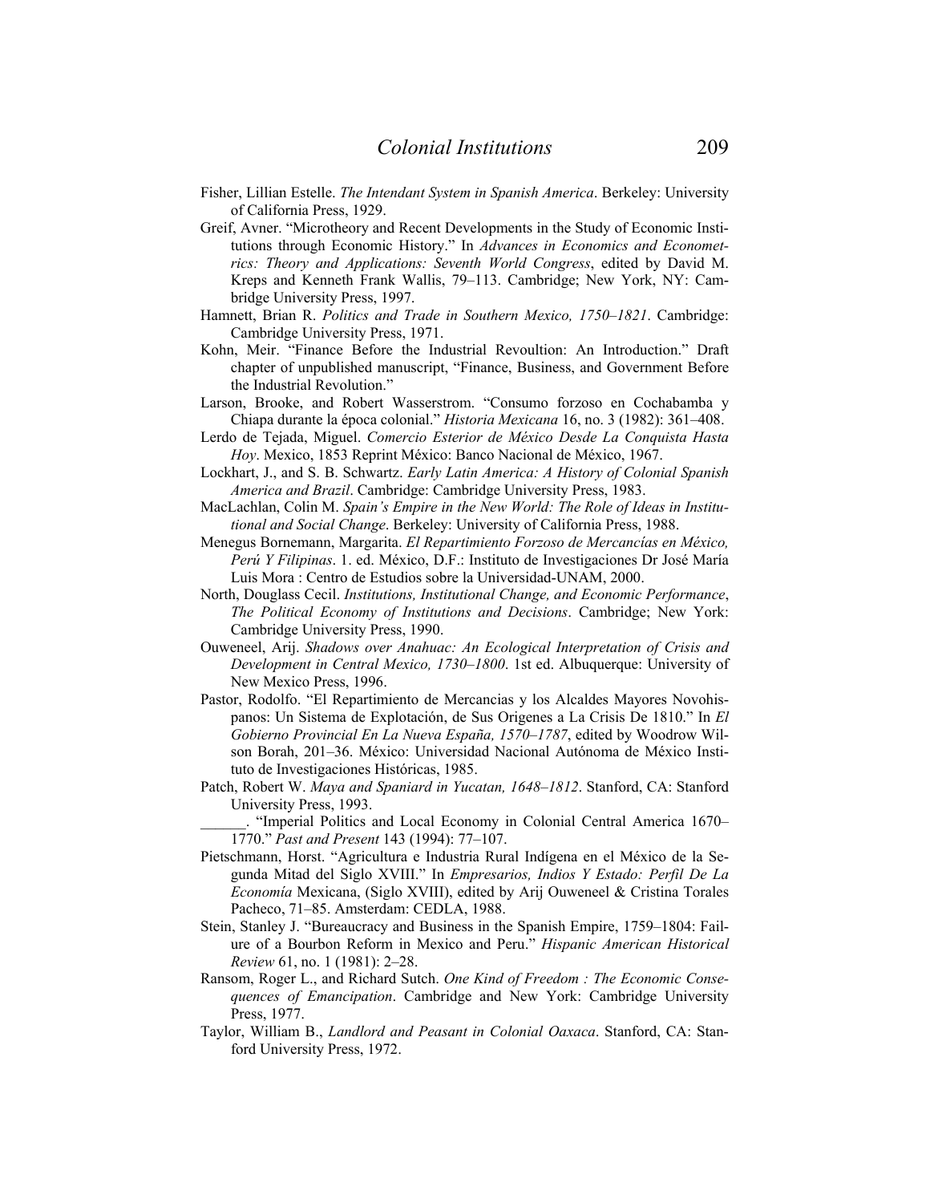Fisher, Lillian Estelle. *The Intendant System in Spanish America*. Berkeley: University of California Press, 1929.

Greif, Avner. "Microtheory and Recent Developments in the Study of Economic Institutions through Economic History." In *Advances in Economics and Econometrics: Theory and Applications: Seventh World Congress*, edited by David M. Kreps and Kenneth Frank Wallis, 79–113. Cambridge; New York, NY: Cambridge University Press, 1997.

Hamnett, Brian R. *Politics and Trade in Southern Mexico, 1750–1821*. Cambridge: Cambridge University Press, 1971.

Kohn, Meir. "Finance Before the Industrial Revoultion: An Introduction." Draft chapter of unpublished manuscript, "Finance, Business, and Government Before the Industrial Revolution."

Larson, Brooke, and Robert Wasserstrom. "Consumo forzoso en Cochabamba y Chiapa durante la época colonial." *Historia Mexicana* 16, no. 3 (1982): 361–408.

Lerdo de Tejada, Miguel. *Comercio Esterior de México Desde La Conquista Hasta Hoy*. Mexico, 1853 Reprint México: Banco Nacional de México, 1967.

Lockhart, J., and S. B. Schwartz. *Early Latin America: A History of Colonial Spanish America and Brazil*. Cambridge: Cambridge University Press, 1983.

MacLachlan, Colin M. *Spain's Empire in the New World: The Role of Ideas in Institutional and Social Change*. Berkeley: University of California Press, 1988.

Menegus Bornemann, Margarita. *El Repartimiento Forzoso de Mercancías en México, Perú Y Filipinas*. 1. ed. México, D.F.: Instituto de Investigaciones Dr José María Luis Mora : Centro de Estudios sobre la Universidad-UNAM, 2000.

North, Douglass Cecil. *Institutions, Institutional Change, and Economic Performance*, *The Political Economy of Institutions and Decisions*. Cambridge; New York: Cambridge University Press, 1990.

Ouweneel, Arij. *Shadows over Anahuac: An Ecological Interpretation of Crisis and Development in Central Mexico, 1730–1800*. 1st ed. Albuquerque: University of New Mexico Press, 1996.

Pastor, Rodolfo. "El Repartimiento de Mercancias y los Alcaldes Mayores Novohispanos: Un Sistema de Explotación, de Sus Origenes a La Crisis De 1810." In *El Gobierno Provincial En La Nueva España, 1570–1787*, edited by Woodrow Wilson Borah, 201–36. México: Universidad Nacional Autónoma de México Instituto de Investigaciones Históricas, 1985.

Patch, Robert W. *Maya and Spaniard in Yucatan, 1648–1812*. Stanford, CA: Stanford University Press, 1993.

______. "Imperial Politics and Local Economy in Colonial Central America 1670–1770." *Past and Present* 143 (1994): 77–107.

Pietschmann, Horst. "Agricultura e Industria Rural Indígena en el México de la Segunda Mitad del Siglo XVIII." In *Empresarios, Indios Y Estado: Perfil De La Economía* Mexicana, (Siglo XVIII), edited by Arij Ouweneel & Cristina Torales Pacheco, 71–85. Amsterdam: CEDLA, 1988.

Stein, Stanley J. "Bureaucracy and Business in the Spanish Empire, 1759–1804: Failure of a Bourbon Reform in Mexico and Peru." *Hispanic American Historical Review* 61, no. 1 (1981): 2–28.

Ransom, Roger L., and Richard Sutch. *One Kind of Freedom : The Economic Consequences of Emancipation*. Cambridge and New York: Cambridge University Press, 1977.

Taylor, William B., *Landlord and Peasant in Colonial Oaxaca*. Stanford, CA: Stanford University Press, 1972.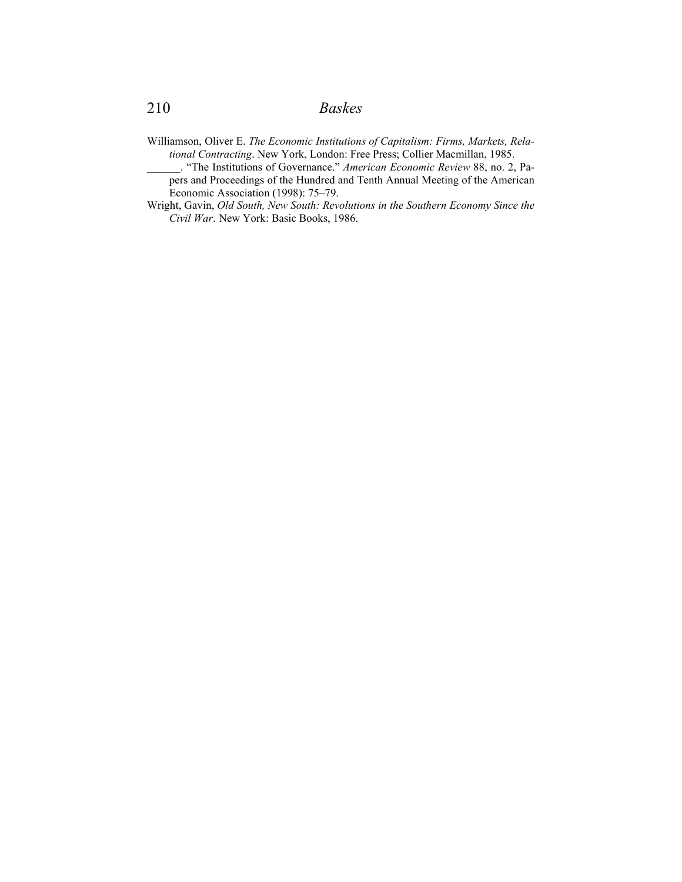Williamson, Oliver E. *The Economic Institutions of Capitalism: Firms, Markets, Relational Contracting*. New York, London: Free Press; Collier Macmillan, 1985.

______. "The Institutions of Governance." *American Economic Review* 88, no. 2, Papers and Proceedings of the Hundred and Tenth Annual Meeting of the American Economic Association (1998): 75–79.

Wright, Gavin, *Old South, New South: Revolutions in the Southern Economy Since the Civil War*. New York: Basic Books, 1986.